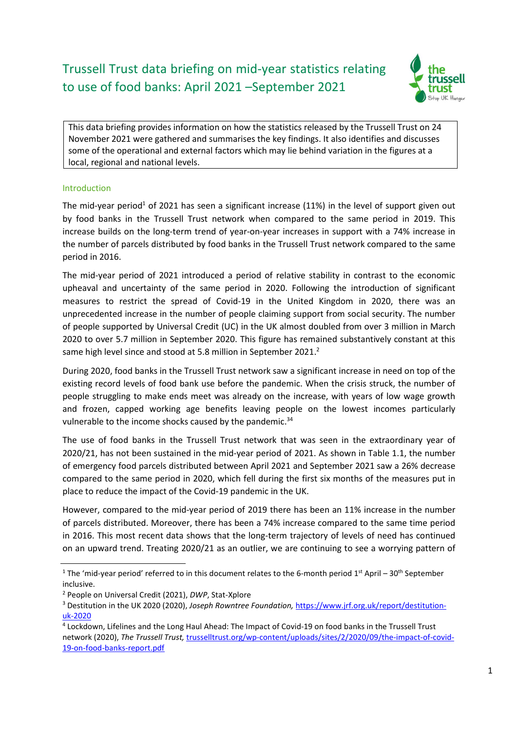# Trussell Trust data briefing on mid-year statistics relating to use of food banks: April 2021 –September 2021

This data briefing provides information on how the statistics released by the Trussell Trust on 24 November 2021 were gathered and summarises the key findings. It also identifies and discusses some of the operational and external factors which may lie behind variation in the figures at a local, regional and national levels.

## Introduction

The mid-year period[1] of 2021 has seen a significant increase (11%) in the level of support given out by food banks in the Trussell Trust network when compared to the same period in 2019. This increase builds on the long-term trend of year-on-year increases in support with a 74% increase in the number of parcels distributed by food banks in the Trussell Trust network compared to the same period in 2016.

The mid-year period of 2021 introduced a period of relative stability in contrast to the economic upheaval and uncertainty of the same period in 2020. Following the introduction of significant measures to restrict the spread of Covid-19 in the United Kingdom in 2020, there was an unprecedented increase in the number of people claiming support from social security. The number of people supported by Universal Credit (UC) in the UK almost doubled from over 3 million in March 2020 to over 5.7 million in September 2020. This figure has remained substantively constant at this same high level since and stood at 5.8 million in September 2021.[2]

During 2020, food banks in the Trussell Trust network saw a significant increase in need on top of the existing record levels of food bank use before the pandemic. When the crisis struck, the number of people struggling to make ends meet was already on the increase, with years of low wage growth and frozen, capped working age benefits leaving people on the lowest incomes particularly vulnerable to the income shocks caused by the pandemic.[3,4]

The use of food banks in the Trussell Trust network that was seen in the extraordinary year of 2020/21, has not been sustained in the mid-year period of 2021. As shown in Table 1.1, the number of emergency food parcels distributed between April 2021 and September 2021 saw a 26% decrease compared to the same period in 2020, which fell during the first six months of the measures put in place to reduce the impact of the Covid-19 pandemic in the UK.

However, compared to the mid-year period of 2019 there has been an 11% increase in the number of parcels distributed. Moreover, there has been a 74% increase compared to the same time period in 2016. This most recent data shows that the long-term trajectory of levels of need has continued on an upward trend. Treating 2020/21 as an outlier, we are continuing to see a worrying pattern of

---

[1] The 'mid-year period' referred to in this document relates to the 6-month period 1st April – 30th September inclusive.

[2] People on Universal Credit (2021), *DWP*, Stat-Xplore

[3] Destitution in the UK 2020 (2020), *Joseph Rowntree Foundation,* https://www.jrf.org.uk/report/destitution-uk-2020

[4] Lockdown, Lifelines and the Long Haul Ahead: The Impact of Covid-19 on food banks in the Trussell Trust network (2020), *The Trussell Trust,* trusselltrust.org/wp-content/uploads/sites/2/2020/09/the-impact-of-covid-19-on-food-banks-report.pdf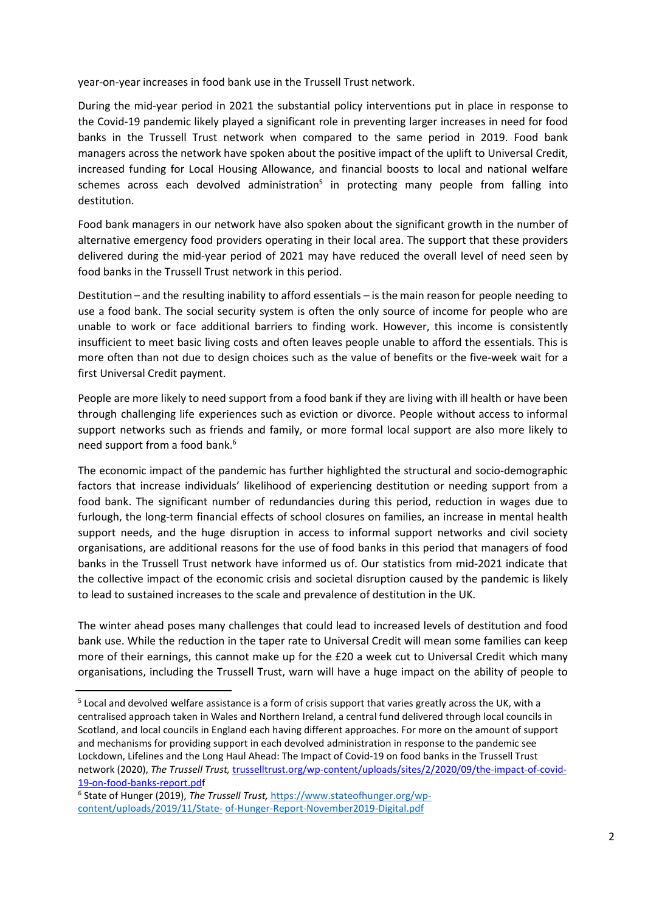year-on-year increases in food bank use in the Trussell Trust network.

During the mid-year period in 2021 the substantial policy interventions put in place in response to the Covid-19 pandemic likely played a significant role in preventing larger increases in need for food banks in the Trussell Trust network when compared to the same period in 2019. Food bank managers across the network have spoken about the positive impact of the uplift to Universal Credit, increased funding for Local Housing Allowance, and financial boosts to local and national welfare schemes across each devolved administration[5] in protecting many people from falling into destitution.

Food bank managers in our network have also spoken about the significant growth in the number of alternative emergency food providers operating in their local area. The support that these providers delivered during the mid-year period of 2021 may have reduced the overall level of need seen by food banks in the Trussell Trust network in this period.

Destitution – and the resulting inability to afford essentials – is the main reason for people needing to use a food bank. The social security system is often the only source of income for people who are unable to work or face additional barriers to finding work. However, this income is consistently insufficient to meet basic living costs and often leaves people unable to afford the essentials. This is more often than not due to design choices such as the value of benefits or the five-week wait for a first Universal Credit payment.

People are more likely to need support from a food bank if they are living with ill health or have been through challenging life experiences such as eviction or divorce. People without access to informal support networks such as friends and family, or more formal local support are also more likely to need support from a food bank.[6]

The economic impact of the pandemic has further highlighted the structural and socio-demographic factors that increase individuals' likelihood of experiencing destitution or needing support from a food bank. The significant number of redundancies during this period, reduction in wages due to furlough, the long-term financial effects of school closures on families, an increase in mental health support needs, and the huge disruption in access to informal support networks and civil society organisations, are additional reasons for the use of food banks in this period that managers of food banks in the Trussell Trust network have informed us of. Our statistics from mid-2021 indicate that the collective impact of the economic crisis and societal disruption caused by the pandemic is likely to lead to sustained increases to the scale and prevalence of destitution in the UK.

The winter ahead poses many challenges that could lead to increased levels of destitution and food bank use. While the reduction in the taper rate to Universal Credit will mean some families can keep more of their earnings, this cannot make up for the £20 a week cut to Universal Credit which many organisations, including the Trussell Trust, warn will have a huge impact on the ability of people to

---

[5] Local and devolved welfare assistance is a form of crisis support that varies greatly across the UK, with a centralised approach taken in Wales and Northern Ireland, a central fund delivered through local councils in Scotland, and local councils in England each having different approaches. For more on the amount of support and mechanisms for providing support in each devolved administration in response to the pandemic see Lockdown, Lifelines and the Long Haul Ahead: The Impact of Covid-19 on food banks in the Trussell Trust network (2020), *The Trussell Trust,* trusselltrust.org/wp-content/uploads/sites/2/2020/09/the-impact-of-covid-19-on-food-banks-report.pdff

[6] State of Hunger (2019), *The Trussell Trust,* https://www.stateofhunger.org/wp-content/uploads/2019/11/State- of-Hunger-Report-November2019-Digital.pdf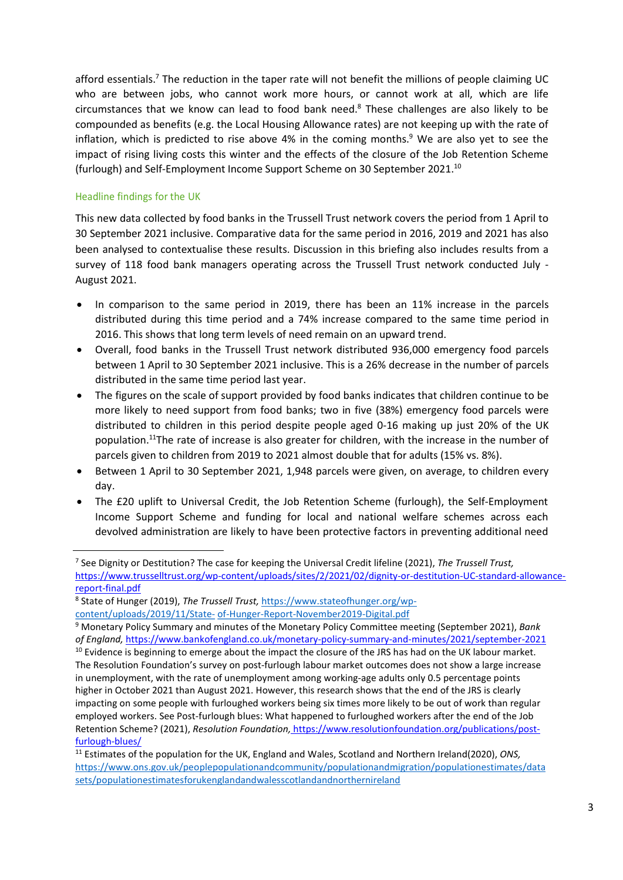afford essentials.[7] The reduction in the taper rate will not benefit the millions of people claiming UC who are between jobs, who cannot work more hours, or cannot work at all, which are life circumstances that we know can lead to food bank need.[8] These challenges are also likely to be compounded as benefits (e.g. the Local Housing Allowance rates) are not keeping up with the rate of inflation, which is predicted to rise above 4% in the coming months.[9] We are also yet to see the impact of rising living costs this winter and the effects of the closure of the Job Retention Scheme (furlough) and Self-Employment Income Support Scheme on 30 September 2021.[10]

## Headline findings for the UK

This new data collected by food banks in the Trussell Trust network covers the period from 1 April to 30 September 2021 inclusive. Comparative data for the same period in 2016, 2019 and 2021 has also been analysed to contextualise these results. Discussion in this briefing also includes results from a survey of 118 food bank managers operating across the Trussell Trust network conducted July - August 2021.

- In comparison to the same period in 2019, there has been an 11% increase in the parcels distributed during this time period and a 74% increase compared to the same time period in 2016. This shows that long term levels of need remain on an upward trend.
- Overall, food banks in the Trussell Trust network distributed 936,000 emergency food parcels between 1 April to 30 September 2021 inclusive. This is a 26% decrease in the number of parcels distributed in the same time period last year.
- The figures on the scale of support provided by food banks indicates that children continue to be more likely to need support from food banks; two in five (38%) emergency food parcels were distributed to children in this period despite people aged 0-16 making up just 20% of the UK population.[11]The rate of increase is also greater for children, with the increase in the number of parcels given to children from 2019 to 2021 almost double that for adults (15% vs. 8%).
- Between 1 April to 30 September 2021, 1,948 parcels were given, on average, to children every day.
- The £20 uplift to Universal Credit, the Job Retention Scheme (furlough), the Self-Employment Income Support Scheme and funding for local and national welfare schemes across each devolved administration are likely to have been protective factors in preventing additional need

---

[7] See Dignity or Destitution? The case for keeping the Universal Credit lifeline (2021), *The Trussell Trust,* https://www.trusselltrust.org/wp-content/uploads/sites/2/2021/02/dignity-or-destitution-UC-standard-allowance-report-final.pdf

[8] State of Hunger (2019), *The Trussell Trust,* https://www.stateofhunger.org/wp-content/uploads/2019/11/State- of-Hunger-Report-November2019-Digital.pdf

[9] Monetary Policy Summary and minutes of the Monetary Policy Committee meeting (September 2021), *Bank of England,* https://www.bankofengland.co.uk/monetary-policy-summary-and-minutes/2021/september-2021

[10] Evidence is beginning to emerge about the impact the closure of the JRS has had on the UK labour market. The Resolution Foundation's survey on post-furlough labour market outcomes does not show a large increase in unemployment, with the rate of unemployment among working-age adults only 0.5 percentage points higher in October 2021 than August 2021. However, this research shows that the end of the JRS is clearly impacting on some people with furloughed workers being six times more likely to be out of work than regular employed workers. See Post-furlough blues: What happened to furloughed workers after the end of the Job Retention Scheme? (2021), *Resolution Foundation,* https://www.resolutionfoundation.org/publications/post-furlough-blues/

[11] Estimates of the population for the UK, England and Wales, Scotland and Northern Ireland(2020), *ONS,* https://www.ons.gov.uk/peoplepopulationandcommunity/populationandmigration/populationestimates/datasets/populationestimatesforukenglandandwalesscotlandandnorthernireland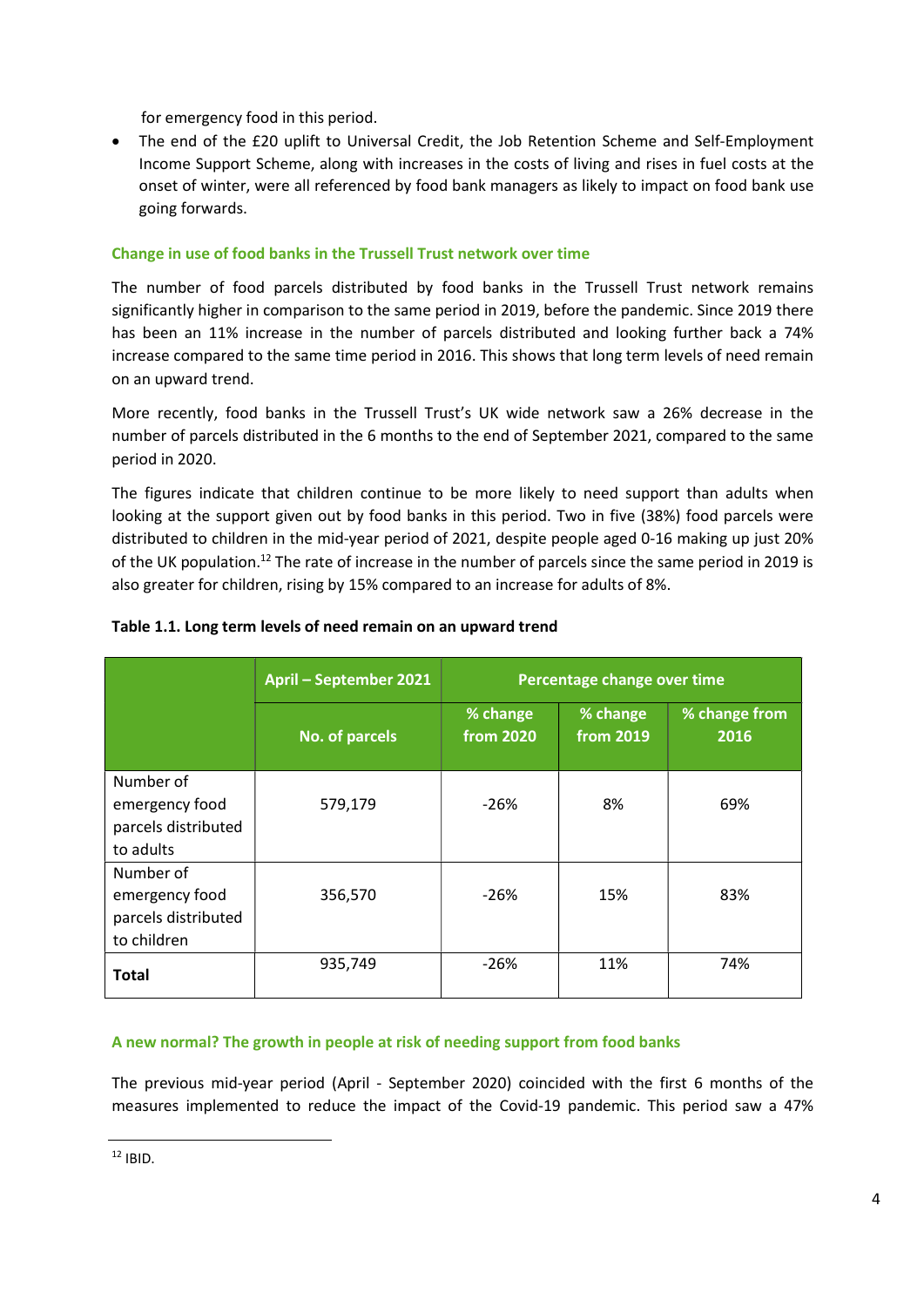for emergency food in this period.

- The end of the £20 uplift to Universal Credit, the Job Retention Scheme and Self-Employment Income Support Scheme, along with increases in the costs of living and rises in fuel costs at the onset of winter, were all referenced by food bank managers as likely to impact on food bank use going forwards.

### Change in use of food banks in the Trussell Trust network over time

The number of food parcels distributed by food banks in the Trussell Trust network remains significantly higher in comparison to the same period in 2019, before the pandemic. Since 2019 there has been an 11% increase in the number of parcels distributed and looking further back a 74% increase compared to the same time period in 2016. This shows that long term levels of need remain on an upward trend.

More recently, food banks in the Trussell Trust's UK wide network saw a 26% decrease in the number of parcels distributed in the 6 months to the end of September 2021, compared to the same period in 2020.

The figures indicate that children continue to be more likely to need support than adults when looking at the support given out by food banks in this period. Two in five (38%) food parcels were distributed to children in the mid-year period of 2021, despite people aged 0-16 making up just 20% of the UK population.[12] The rate of increase in the number of parcels since the same period in 2019 is also greater for children, rising by 15% compared to an increase for adults of 8%.

**Table 1.1. Long term levels of need remain on an upward trend**

| | April – September 2021 | Percentage change over time | | |
|---|---|---|---|---|
| | No. of parcels | % change from 2020 | % change from 2019 | % change from 2016 |
| Number of emergency food parcels distributed to adults | 579,179 | -26% | 8% | 69% |
| Number of emergency food parcels distributed to children | 356,570 | -26% | 15% | 83% |
| **Total** | 935,749 | -26% | 11% | 74% |

### A new normal? The growth in people at risk of needing support from food banks

The previous mid-year period (April - September 2020) coincided with the first 6 months of the measures implemented to reduce the impact of the Covid-19 pandemic. This period saw a 47%

[12] IBID.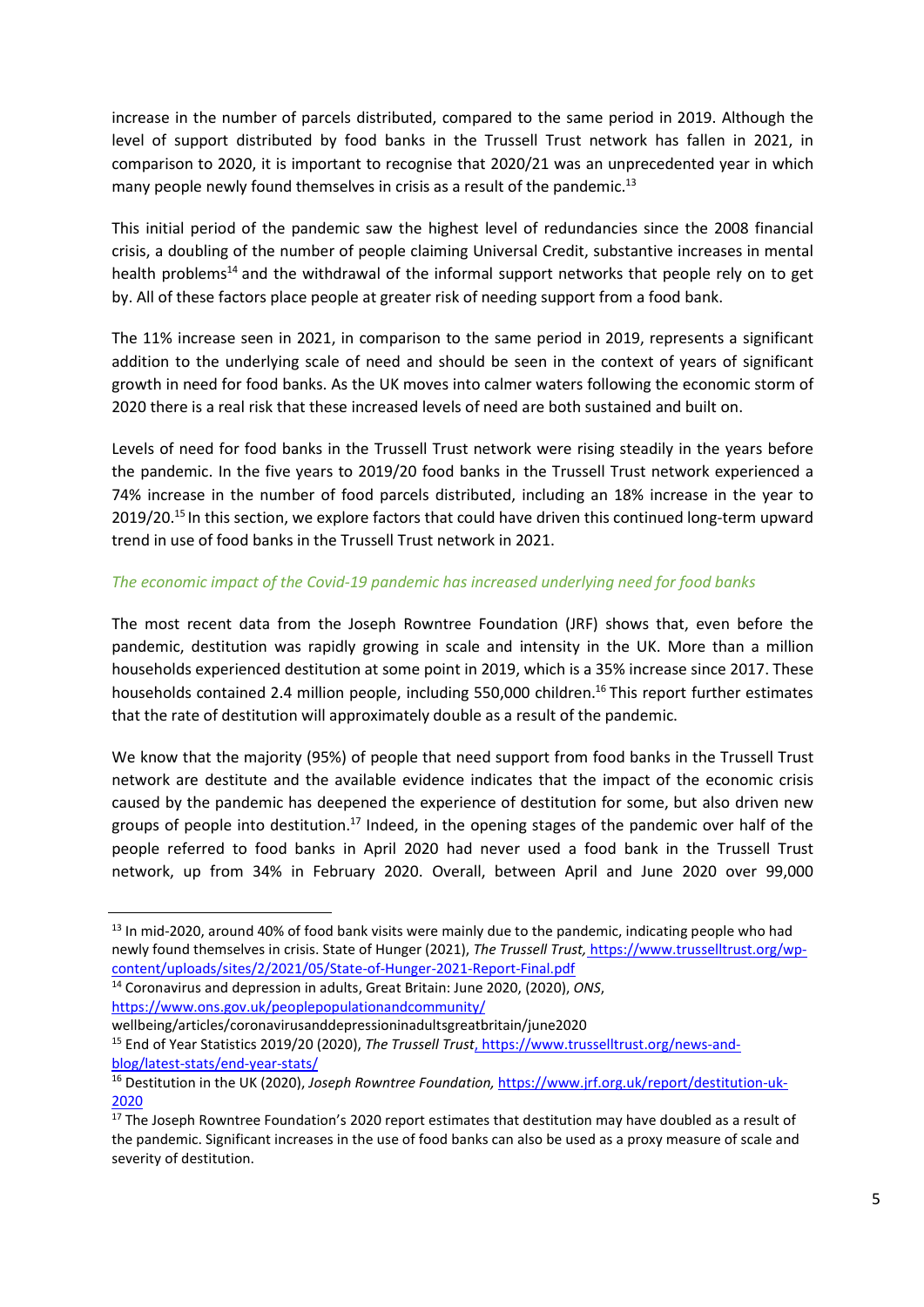increase in the number of parcels distributed, compared to the same period in 2019. Although the level of support distributed by food banks in the Trussell Trust network has fallen in 2021, in comparison to 2020, it is important to recognise that 2020/21 was an unprecedented year in which many people newly found themselves in crisis as a result of the pandemic.[13]

This initial period of the pandemic saw the highest level of redundancies since the 2008 financial crisis, a doubling of the number of people claiming Universal Credit, substantive increases in mental health problems[14] and the withdrawal of the informal support networks that people rely on to get by. All of these factors place people at greater risk of needing support from a food bank.

The 11% increase seen in 2021, in comparison to the same period in 2019, represents a significant addition to the underlying scale of need and should be seen in the context of years of significant growth in need for food banks. As the UK moves into calmer waters following the economic storm of 2020 there is a real risk that these increased levels of need are both sustained and built on.

Levels of need for food banks in the Trussell Trust network were rising steadily in the years before the pandemic. In the five years to 2019/20 food banks in the Trussell Trust network experienced a 74% increase in the number of food parcels distributed, including an 18% increase in the year to 2019/20.[15] In this section, we explore factors that could have driven this continued long-term upward trend in use of food banks in the Trussell Trust network in 2021.

*The economic impact of the Covid-19 pandemic has increased underlying need for food banks*

The most recent data from the Joseph Rowntree Foundation (JRF) shows that, even before the pandemic, destitution was rapidly growing in scale and intensity in the UK. More than a million households experienced destitution at some point in 2019, which is a 35% increase since 2017. These households contained 2.4 million people, including 550,000 children.[16] This report further estimates that the rate of destitution will approximately double as a result of the pandemic.

We know that the majority (95%) of people that need support from food banks in the Trussell Trust network are destitute and the available evidence indicates that the impact of the economic crisis caused by the pandemic has deepened the experience of destitution for some, but also driven new groups of people into destitution.[17] Indeed, in the opening stages of the pandemic over half of the people referred to food banks in April 2020 had never used a food bank in the Trussell Trust network, up from 34% in February 2020. Overall, between April and June 2020 over 99,000

---

[13] In mid-2020, around 40% of food bank visits were mainly due to the pandemic, indicating people who had newly found themselves in crisis. State of Hunger (2021), *The Trussell Trust,* https://www.trusselltrust.org/wp-content/uploads/sites/2/2021/05/State-of-Hunger-2021-Report-Final.pdf

[14] Coronavirus and depression in adults, Great Britain: June 2020, (2020), *ONS*, https://www.ons.gov.uk/peoplepopulationandcommunity/wellbeing/articles/coronavirusanddepressioninadultsgreatbritain/june2020

[15] End of Year Statistics 2019/20 (2020), *The Trussell Trust*, https://www.trusselltrust.org/news-and-blog/latest-stats/end-year-stats/

[16] Destitution in the UK (2020), *Joseph Rowntree Foundation,* https://www.jrf.org.uk/report/destitution-uk-2020

[17] The Joseph Rowntree Foundation's 2020 report estimates that destitution may have doubled as a result of the pandemic. Significant increases in the use of food banks can also be used as a proxy measure of scale and severity of destitution.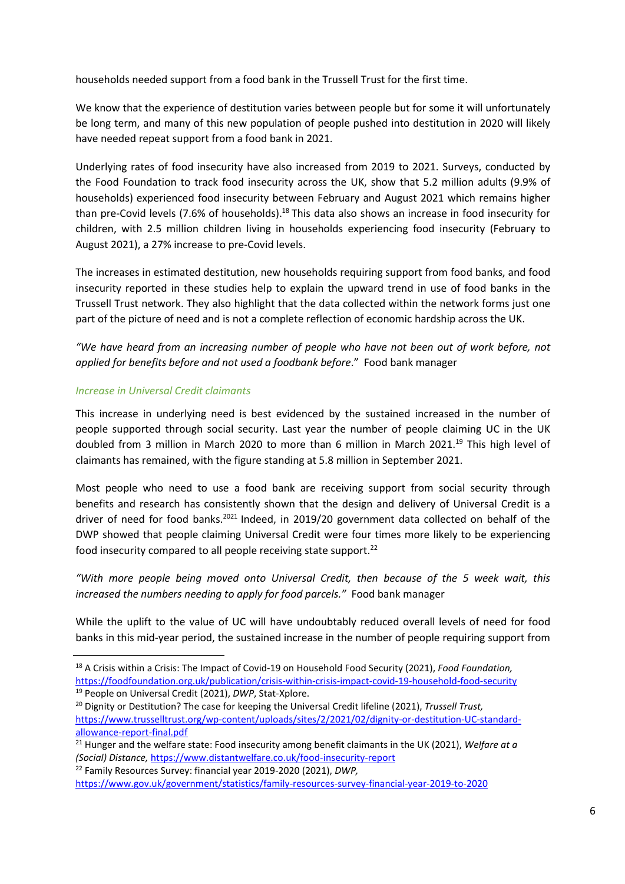households needed support from a food bank in the Trussell Trust for the first time.

We know that the experience of destitution varies between people but for some it will unfortunately be long term, and many of this new population of people pushed into destitution in 2020 will likely have needed repeat support from a food bank in 2021.

Underlying rates of food insecurity have also increased from 2019 to 2021. Surveys, conducted by the Food Foundation to track food insecurity across the UK, show that 5.2 million adults (9.9% of households) experienced food insecurity between February and August 2021 which remains higher than pre-Covid levels (7.6% of households).[18] This data also shows an increase in food insecurity for children, with 2.5 million children living in households experiencing food insecurity (February to August 2021), a 27% increase to pre-Covid levels.

The increases in estimated destitution, new households requiring support from food banks, and food insecurity reported in these studies help to explain the upward trend in use of food banks in the Trussell Trust network. They also highlight that the data collected within the network forms just one part of the picture of need and is not a complete reflection of economic hardship across the UK.

*"We have heard from an increasing number of people who have not been out of work before, not applied for benefits before and not used a foodbank before*." Food bank manager

*Increase in Universal Credit claimants*

This increase in underlying need is best evidenced by the sustained increased in the number of people supported through social security. Last year the number of people claiming UC in the UK doubled from 3 million in March 2020 to more than 6 million in March 2021.[19] This high level of claimants has remained, with the figure standing at 5.8 million in September 2021.

Most people who need to use a food bank are receiving support from social security through benefits and research has consistently shown that the design and delivery of Universal Credit is a driver of need for food banks.[20][21] Indeed, in 2019/20 government data collected on behalf of the DWP showed that people claiming Universal Credit were four times more likely to be experiencing food insecurity compared to all people receiving state support.[22]

*"With more people being moved onto Universal Credit, then because of the 5 week wait, this increased the numbers needing to apply for food parcels."* Food bank manager

While the uplift to the value of UC will have undoubtably reduced overall levels of need for food banks in this mid-year period, the sustained increase in the number of people requiring support from

---

[18] A Crisis within a Crisis: The Impact of Covid-19 on Household Food Security (2021), *Food Foundation,* https://foodfoundation.org.uk/publication/crisis-within-crisis-impact-covid-19-household-food-security

[19] People on Universal Credit (2021), *DWP*, Stat-Xplore.

[20] Dignity or Destitution? The case for keeping the Universal Credit lifeline (2021), *Trussell Trust,* https://www.trusselltrust.org/wp-content/uploads/sites/2/2021/02/dignity-or-destitution-UC-standard-allowance-report-final.pdf

[21] Hunger and the welfare state: Food insecurity among benefit claimants in the UK (2021), *Welfare at a (Social) Distance,* https://www.distantwelfare.co.uk/food-insecurity-report

[22] Family Resources Survey: financial year 2019-2020 (2021), *DWP,* https://www.gov.uk/government/statistics/family-resources-survey-financial-year-2019-to-2020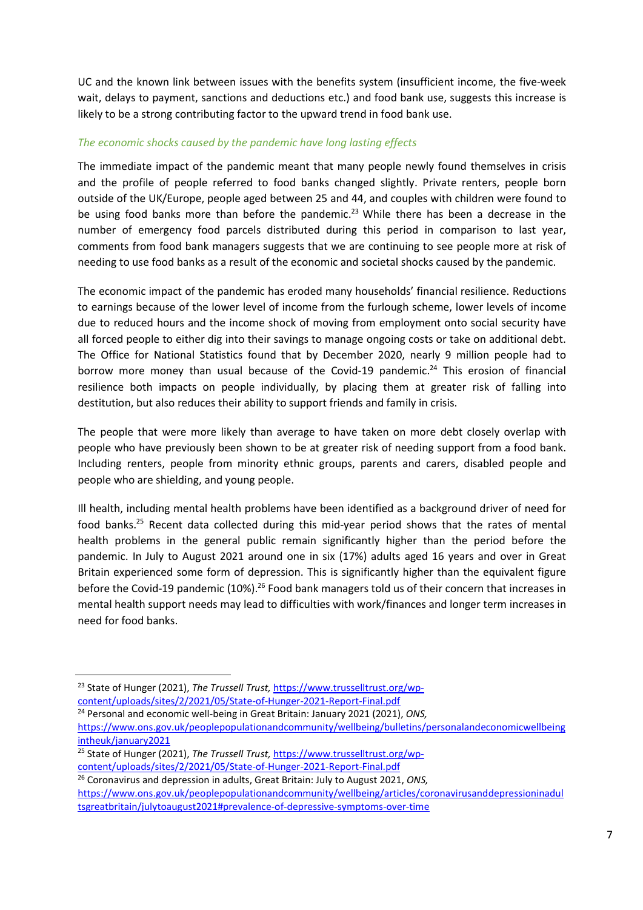UC and the known link between issues with the benefits system (insufficient income, the five-week wait, delays to payment, sanctions and deductions etc.) and food bank use, suggests this increase is likely to be a strong contributing factor to the upward trend in food bank use.

*The economic shocks caused by the pandemic have long lasting effects*

The immediate impact of the pandemic meant that many people newly found themselves in crisis and the profile of people referred to food banks changed slightly. Private renters, people born outside of the UK/Europe, people aged between 25 and 44, and couples with children were found to be using food banks more than before the pandemic.[23] While there has been a decrease in the number of emergency food parcels distributed during this period in comparison to last year, comments from food bank managers suggests that we are continuing to see people more at risk of needing to use food banks as a result of the economic and societal shocks caused by the pandemic.

The economic impact of the pandemic has eroded many households' financial resilience. Reductions to earnings because of the lower level of income from the furlough scheme, lower levels of income due to reduced hours and the income shock of moving from employment onto social security have all forced people to either dig into their savings to manage ongoing costs or take on additional debt. The Office for National Statistics found that by December 2020, nearly 9 million people had to borrow more money than usual because of the Covid-19 pandemic.[24] This erosion of financial resilience both impacts on people individually, by placing them at greater risk of falling into destitution, but also reduces their ability to support friends and family in crisis.

The people that were more likely than average to have taken on more debt closely overlap with people who have previously been shown to be at greater risk of needing support from a food bank. Including renters, people from minority ethnic groups, parents and carers, disabled people and people who are shielding, and young people.

Ill health, including mental health problems have been identified as a background driver of need for food banks.[25] Recent data collected during this mid-year period shows that the rates of mental health problems in the general public remain significantly higher than the period before the pandemic. In July to August 2021 around one in six (17%) adults aged 16 years and over in Great Britain experienced some form of depression. This is significantly higher than the equivalent figure before the Covid-19 pandemic (10%).[26] Food bank managers told us of their concern that increases in mental health support needs may lead to difficulties with work/finances and longer term increases in need for food banks.

---

[23] State of Hunger (2021), *The Trussell Trust,* https://www.trusselltrust.org/wp-content/uploads/sites/2/2021/05/State-of-Hunger-2021-Report-Final.pdf

[24] Personal and economic well-being in Great Britain: January 2021 (2021), *ONS,* https://www.ons.gov.uk/peoplepopulationandcommunity/wellbeing/bulletins/personalandeconomicwellbeingintheuk/january2021

[25] State of Hunger (2021), *The Trussell Trust,* https://www.trusselltrust.org/wp-content/uploads/sites/2/2021/05/State-of-Hunger-2021-Report-Final.pdf

[26] Coronavirus and depression in adults, Great Britain: July to August 2021, *ONS,* https://www.ons.gov.uk/peoplepopulationandcommunity/wellbeing/articles/coronavirusanddepressioninadultsgreatbritain/julytoaugust2021#prevalence-of-depressive-symptoms-over-time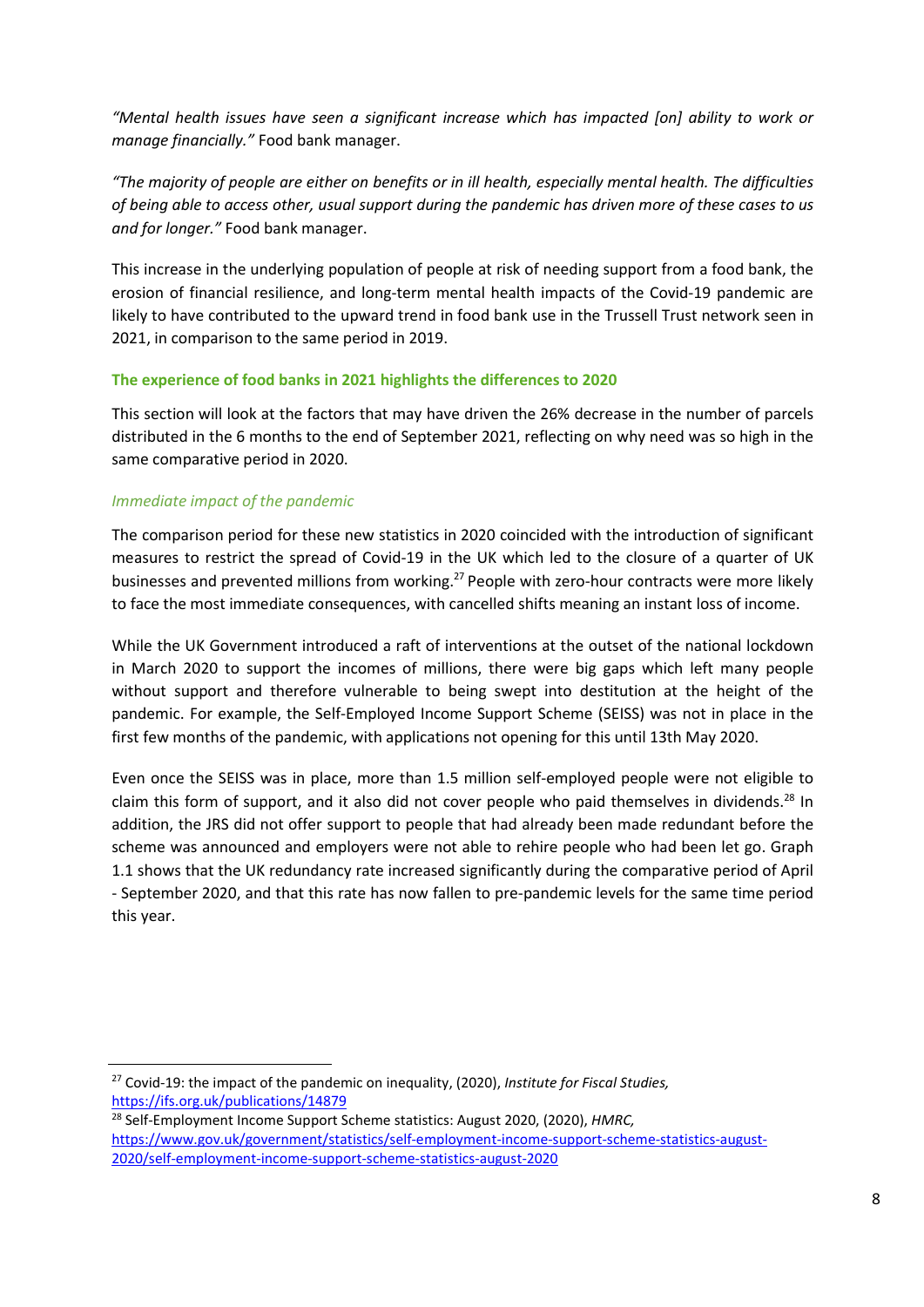*"Mental health issues have seen a significant increase which has impacted [on] ability to work or manage financially."* Food bank manager.

*"The majority of people are either on benefits or in ill health, especially mental health. The difficulties of being able to access other, usual support during the pandemic has driven more of these cases to us and for longer."* Food bank manager.

This increase in the underlying population of people at risk of needing support from a food bank, the erosion of financial resilience, and long-term mental health impacts of the Covid-19 pandemic are likely to have contributed to the upward trend in food bank use in the Trussell Trust network seen in 2021, in comparison to the same period in 2019.

### The experience of food banks in 2021 highlights the differences to 2020

This section will look at the factors that may have driven the 26% decrease in the number of parcels distributed in the 6 months to the end of September 2021, reflecting on why need was so high in the same comparative period in 2020.

#### *Immediate impact of the pandemic*

The comparison period for these new statistics in 2020 coincided with the introduction of significant measures to restrict the spread of Covid-19 in the UK which led to the closure of a quarter of UK businesses and prevented millions from working.[27] People with zero-hour contracts were more likely to face the most immediate consequences, with cancelled shifts meaning an instant loss of income.

While the UK Government introduced a raft of interventions at the outset of the national lockdown in March 2020 to support the incomes of millions, there were big gaps which left many people without support and therefore vulnerable to being swept into destitution at the height of the pandemic. For example, the Self-Employed Income Support Scheme (SEISS) was not in place in the first few months of the pandemic, with applications not opening for this until 13th May 2020.

Even once the SEISS was in place, more than 1.5 million self-employed people were not eligible to claim this form of support, and it also did not cover people who paid themselves in dividends.[28] In addition, the JRS did not offer support to people that had already been made redundant before the scheme was announced and employers were not able to rehire people who had been let go. Graph 1.1 shows that the UK redundancy rate increased significantly during the comparative period of April - September 2020, and that this rate has now fallen to pre-pandemic levels for the same time period this year.

---

[27] Covid-19: the impact of the pandemic on inequality, (2020), *Institute for Fiscal Studies,* https://ifs.org.uk/publications/14879

[28] Self-Employment Income Support Scheme statistics: August 2020, (2020), *HMRC,* https://www.gov.uk/government/statistics/self-employment-income-support-scheme-statistics-august-2020/self-employment-income-support-scheme-statistics-august-2020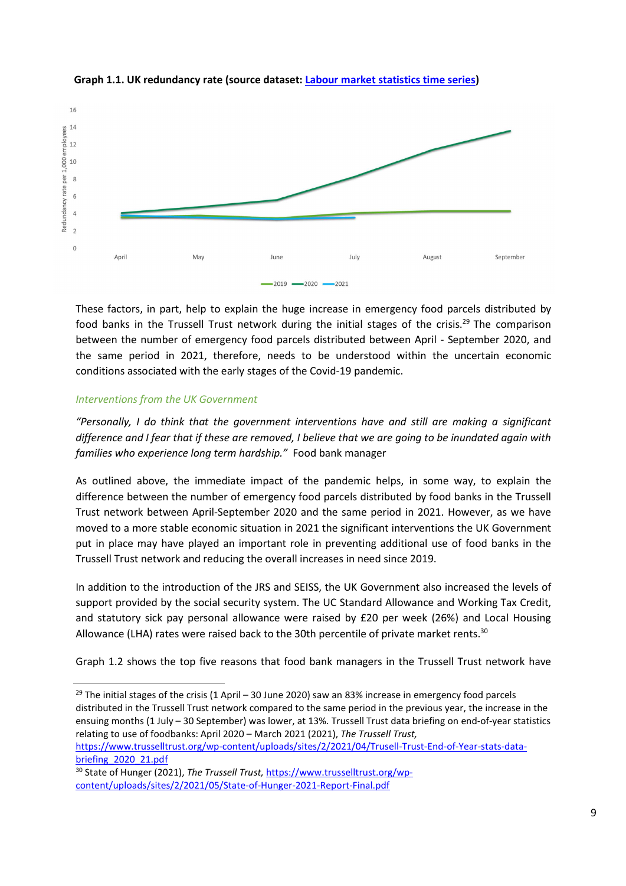**Graph 1.1. UK redundancy rate (source dataset: [Labour market statistics time series](#))**

These factors, in part, help to explain the huge increase in emergency food parcels distributed by food banks in the Trussell Trust network during the initial stages of the crisis.[29] The comparison between the number of emergency food parcels distributed between April - September 2020, and the same period in 2021, therefore, needs to be understood within the uncertain economic conditions associated with the early stages of the Covid-19 pandemic.

### *Interventions from the UK Government*

*"Personally, I do think that the government interventions have and still are making a significant difference and I fear that if these are removed, I believe that we are going to be inundated again with families who experience long term hardship."* Food bank manager

As outlined above, the immediate impact of the pandemic helps, in some way, to explain the difference between the number of emergency food parcels distributed by food banks in the Trussell Trust network between April-September 2020 and the same period in 2021. However, as we have moved to a more stable economic situation in 2021 the significant interventions the UK Government put in place may have played an important role in preventing additional use of food banks in the Trussell Trust network and reducing the overall increases in need since 2019.

In addition to the introduction of the JRS and SEISS, the UK Government also increased the levels of support provided by the social security system. The UC Standard Allowance and Working Tax Credit, and statutory sick pay personal allowance were raised by £20 per week (26%) and Local Housing Allowance (LHA) rates were raised back to the 30th percentile of private market rents.[30]

Graph 1.2 shows the top five reasons that food bank managers in the Trussell Trust network have

---

[29] The initial stages of the crisis (1 April – 30 June 2020) saw an 83% increase in emergency food parcels distributed in the Trussell Trust network compared to the same period in the previous year, the increase in the ensuing months (1 July – 30 September) was lower, at 13%. Trussell Trust data briefing on end-of-year statistics relating to use of foodbanks: April 2020 – March 2021 (2021), *The Trussell Trust,* https://www.trusselltrust.org/wp-content/uploads/sites/2/2021/04/Trusell-Trust-End-of-Year-stats-data-briefing_2020_21.pdf

[30] State of Hunger (2021), *The Trussell Trust,* https://www.trusselltrust.org/wp-content/uploads/sites/2/2021/05/State-of-Hunger-2021-Report-Final.pdf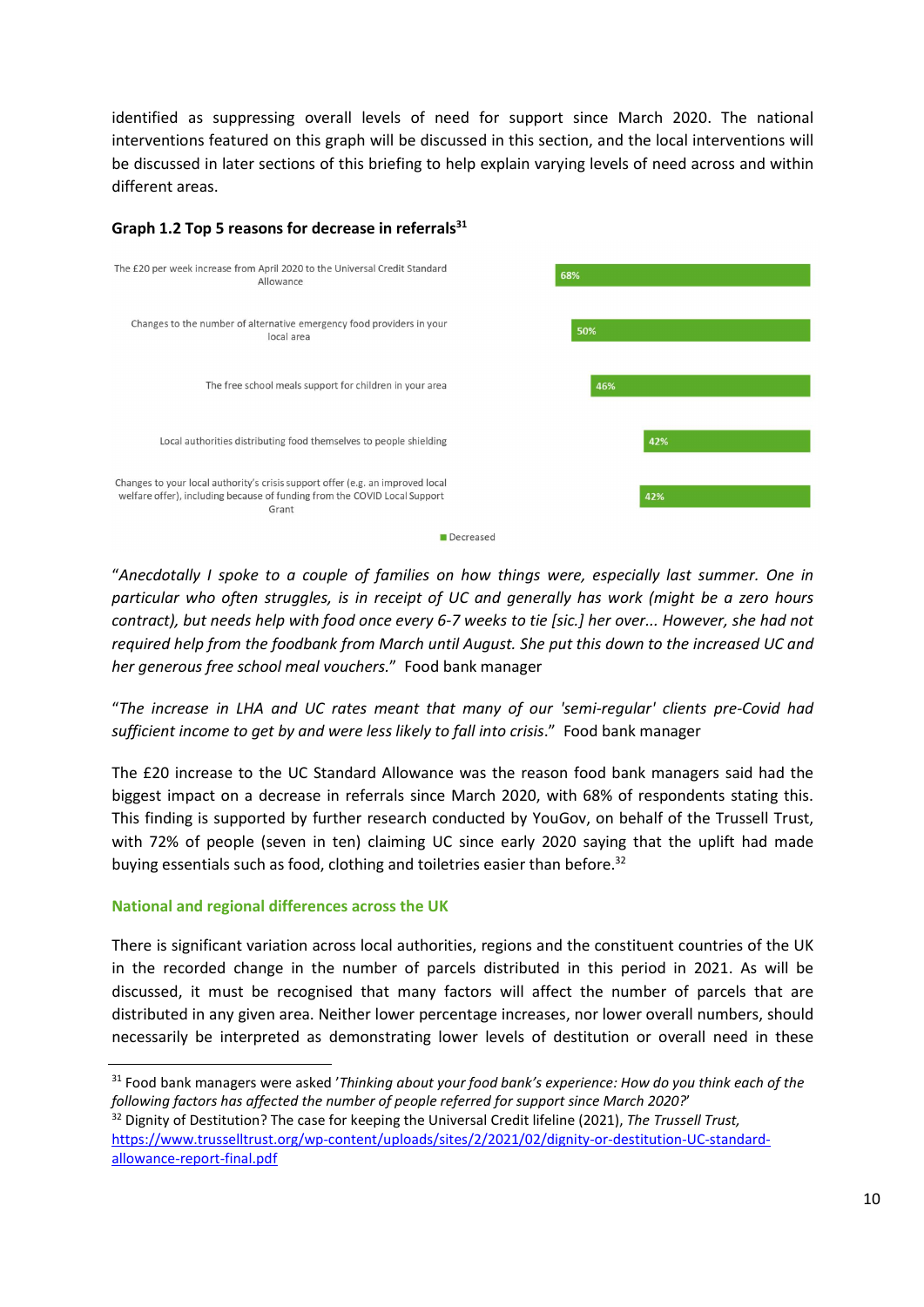identified as suppressing overall levels of need for support since March 2020. The national interventions featured on this graph will be discussed in this section, and the local interventions will be discussed in later sections of this briefing to help explain varying levels of need across and within different areas.

**Graph 1.2 Top 5 reasons for decrease in referrals**[31]

| Reason | Decreased |
|---|---|
| The £20 per week increase from April 2020 to the Universal Credit Standard Allowance | 68% |
| Changes to the number of alternative emergency food providers in your local area | 50% |
| The free school meals support for children in your area | 46% |
| Local authorities distributing food themselves to people shielding | 42% |
| Changes to your local authority's crisis support offer (e.g. an improved local welfare offer), including because of funding from the COVID Local Support Grant | 42% |

"*Anecdotally I spoke to a couple of families on how things were, especially last summer. One in particular who often struggles, is in receipt of UC and generally has work (might be a zero hours contract), but needs help with food once every 6-7 weeks to tie [sic.] her over... However, she had not required help from the foodbank from March until August. She put this down to the increased UC and her generous free school meal vouchers.*" Food bank manager

"*The increase in LHA and UC rates meant that many of our 'semi-regular' clients pre-Covid had sufficient income to get by and were less likely to fall into crisis*." Food bank manager

The £20 increase to the UC Standard Allowance was the reason food bank managers said had the biggest impact on a decrease in referrals since March 2020, with 68% of respondents stating this. This finding is supported by further research conducted by YouGov, on behalf of the Trussell Trust, with 72% of people (seven in ten) claiming UC since early 2020 saying that the uplift had made buying essentials such as food, clothing and toiletries easier than before.[32]

### National and regional differences across the UK

There is significant variation across local authorities, regions and the constituent countries of the UK in the recorded change in the number of parcels distributed in this period in 2021. As will be discussed, it must be recognised that many factors will affect the number of parcels that are distributed in any given area. Neither lower percentage increases, nor lower overall numbers, should necessarily be interpreted as demonstrating lower levels of destitution or overall need in these

---

[31] Food bank managers were asked '*Thinking about your food bank's experience: How do you think each of the following factors has affected the number of people referred for support since March 2020?*'

[32] Dignity of Destitution? The case for keeping the Universal Credit lifeline (2021), *The Trussell Trust*, https://www.trusselltrust.org/wp-content/uploads/sites/2/2021/02/dignity-or-destitution-UC-standard-allowance-report-final.pdf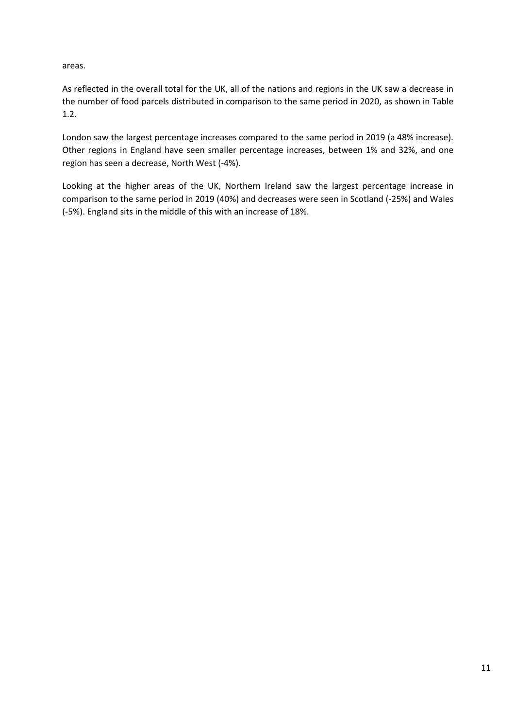areas.

As reflected in the overall total for the UK, all of the nations and regions in the UK saw a decrease in the number of food parcels distributed in comparison to the same period in 2020, as shown in Table 1.2.

London saw the largest percentage increases compared to the same period in 2019 (a 48% increase). Other regions in England have seen smaller percentage increases, between 1% and 32%, and one region has seen a decrease, North West (-4%).

Looking at the higher areas of the UK, Northern Ireland saw the largest percentage increase in comparison to the same period in 2019 (40%) and decreases were seen in Scotland (-25%) and Wales (-5%). England sits in the middle of this with an increase of 18%.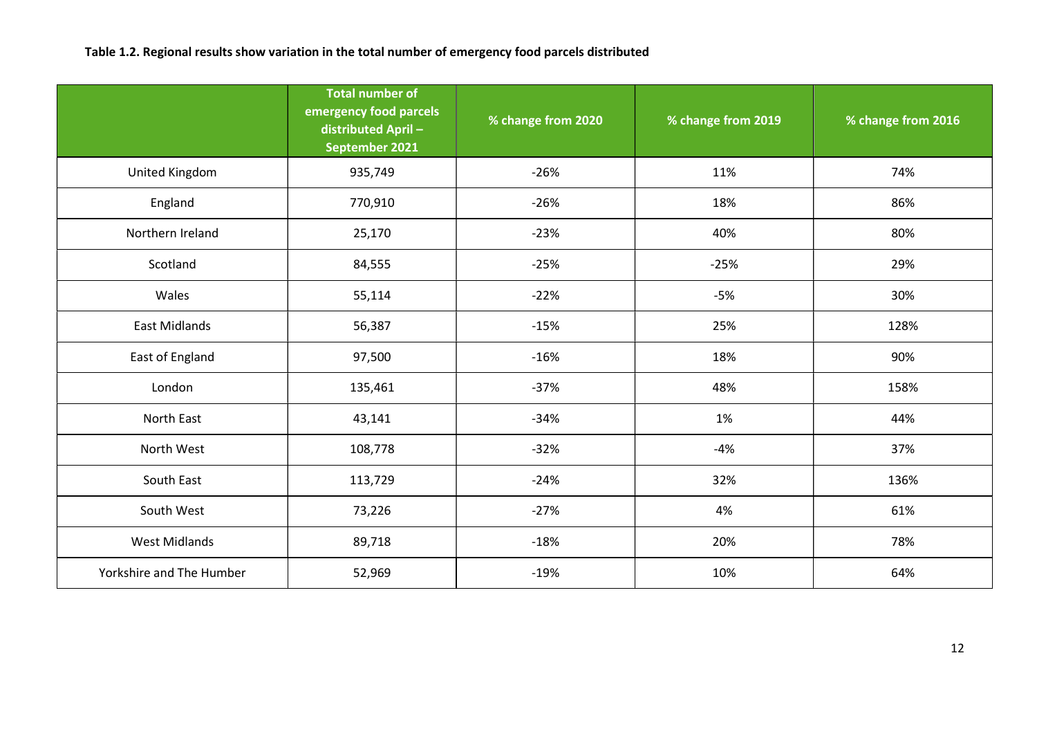**Table 1.2. Regional results show variation in the total number of emergency food parcels distributed**

| | Total number of emergency food parcels distributed April – September 2021 | % change from 2020 | % change from 2019 | % change from 2016 |
|---|---|---|---|---|
| United Kingdom | 935,749 | -26% | 11% | 74% |
| England | 770,910 | -26% | 18% | 86% |
| Northern Ireland | 25,170 | -23% | 40% | 80% |
| Scotland | 84,555 | -25% | -25% | 29% |
| Wales | 55,114 | -22% | -5% | 30% |
| East Midlands | 56,387 | -15% | 25% | 128% |
| East of England | 97,500 | -16% | 18% | 90% |
| London | 135,461 | -37% | 48% | 158% |
| North East | 43,141 | -34% | 1% | 44% |
| North West | 108,778 | -32% | -4% | 37% |
| South East | 113,729 | -24% | 32% | 136% |
| South West | 73,226 | -27% | 4% | 61% |
| West Midlands | 89,718 | -18% | 20% | 78% |
| Yorkshire and The Humber | 52,969 | -19% | 10% | 64% |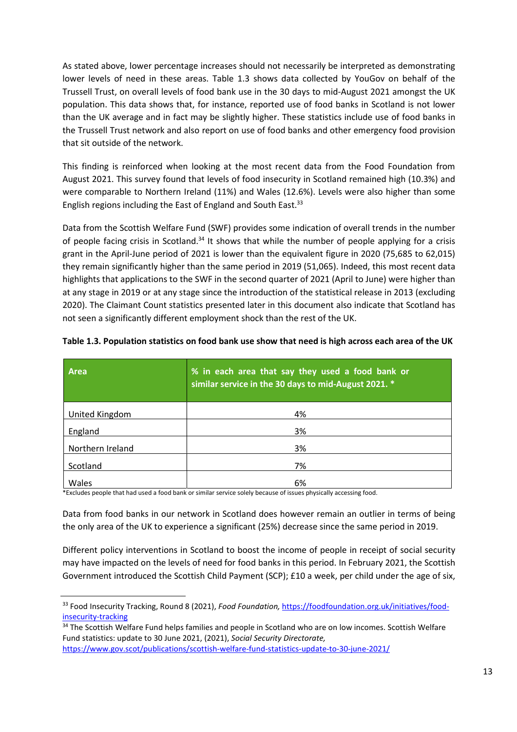As stated above, lower percentage increases should not necessarily be interpreted as demonstrating lower levels of need in these areas. Table 1.3 shows data collected by YouGov on behalf of the Trussell Trust, on overall levels of food bank use in the 30 days to mid-August 2021 amongst the UK population. This data shows that, for instance, reported use of food banks in Scotland is not lower than the UK average and in fact may be slightly higher. These statistics include use of food banks in the Trussell Trust network and also report on use of food banks and other emergency food provision that sit outside of the network.

This finding is reinforced when looking at the most recent data from the Food Foundation from August 2021. This survey found that levels of food insecurity in Scotland remained high (10.3%) and were comparable to Northern Ireland (11%) and Wales (12.6%). Levels were also higher than some English regions including the East of England and South East.[33]

Data from the Scottish Welfare Fund (SWF) provides some indication of overall trends in the number of people facing crisis in Scotland.[34] It shows that while the number of people applying for a crisis grant in the April-June period of 2021 is lower than the equivalent figure in 2020 (75,685 to 62,015) they remain significantly higher than the same period in 2019 (51,065). Indeed, this most recent data highlights that applications to the SWF in the second quarter of 2021 (April to June) were higher than at any stage in 2019 or at any stage since the introduction of the statistical release in 2013 (excluding 2020). The Claimant Count statistics presented later in this document also indicate that Scotland has not seen a significantly different employment shock than the rest of the UK.

**Table 1.3. Population statistics on food bank use show that need is high across each area of the UK**

| Area | % in each area that say they used a food bank or similar service in the 30 days to mid-August 2021. * |
|---|---|
| United Kingdom | 4% |
| England | 3% |
| Northern Ireland | 3% |
| Scotland | 7% |
| Wales | 6% |

*Excludes people that had used a food bank or similar service solely because of issues physically accessing food.

Data from food banks in our network in Scotland does however remain an outlier in terms of being the only area of the UK to experience a significant (25%) decrease since the same period in 2019.

Different policy interventions in Scotland to boost the income of people in receipt of social security may have impacted on the levels of need for food banks in this period. In February 2021, the Scottish Government introduced the Scottish Child Payment (SCP); £10 a week, per child under the age of six,

---

[33] Food Insecurity Tracking, Round 8 (2021), *Food Foundation,* https://foodfoundation.org.uk/initiatives/food-insecurity-tracking

[34] The Scottish Welfare Fund helps families and people in Scotland who are on low incomes. Scottish Welfare Fund statistics: update to 30 June 2021, (2021), *Social Security Directorate,* https://www.gov.scot/publications/scottish-welfare-fund-statistics-update-to-30-june-2021/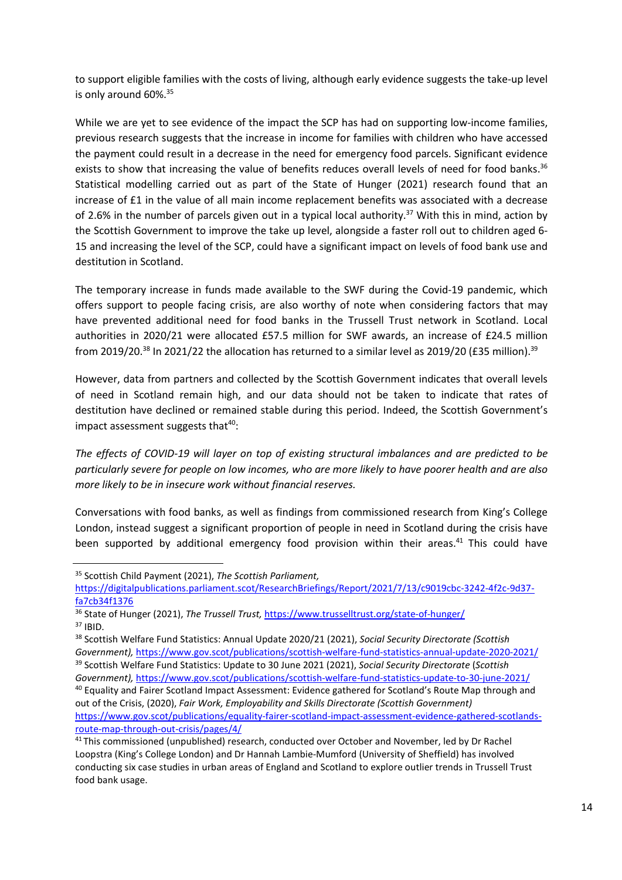to support eligible families with the costs of living, although early evidence suggests the take-up level is only around 60%.[35]

While we are yet to see evidence of the impact the SCP has had on supporting low-income families, previous research suggests that the increase in income for families with children who have accessed the payment could result in a decrease in the need for emergency food parcels. Significant evidence exists to show that increasing the value of benefits reduces overall levels of need for food banks.[36] Statistical modelling carried out as part of the State of Hunger (2021) research found that an increase of £1 in the value of all main income replacement benefits was associated with a decrease of 2.6% in the number of parcels given out in a typical local authority.[37] With this in mind, action by the Scottish Government to improve the take up level, alongside a faster roll out to children aged 6-15 and increasing the level of the SCP, could have a significant impact on levels of food bank use and destitution in Scotland.

The temporary increase in funds made available to the SWF during the Covid-19 pandemic, which offers support to people facing crisis, are also worthy of note when considering factors that may have prevented additional need for food banks in the Trussell Trust network in Scotland. Local authorities in 2020/21 were allocated £57.5 million for SWF awards, an increase of £24.5 million from 2019/20.[38] In 2021/22 the allocation has returned to a similar level as 2019/20 (£35 million).[39]

However, data from partners and collected by the Scottish Government indicates that overall levels of need in Scotland remain high, and our data should not be taken to indicate that rates of destitution have declined or remained stable during this period. Indeed, the Scottish Government's impact assessment suggests that[40]:

*The effects of COVID-19 will layer on top of existing structural imbalances and are predicted to be particularly severe for people on low incomes, who are more likely to have poorer health and are also more likely to be in insecure work without financial reserves.*

Conversations with food banks, as well as findings from commissioned research from King's College London, instead suggest a significant proportion of people in need in Scotland during the crisis have been supported by additional emergency food provision within their areas.[41] This could have

---

[35] Scottish Child Payment (2021), *The Scottish Parliament,* https://digitalpublications.parliament.scot/ResearchBriefings/Report/2021/7/13/c9019cbc-3242-4f2c-9d37-fa7cb34f1376

[36] State of Hunger (2021), *The Trussell Trust,* https://www.trusselltrust.org/state-of-hunger/

[37] IBID.

[38] Scottish Welfare Fund Statistics: Annual Update 2020/21 (2021), *Social Security Directorate (Scottish Government),* https://www.gov.scot/publications/scottish-welfare-fund-statistics-annual-update-2020-2021/

[39] Scottish Welfare Fund Statistics: Update to 30 June 2021 (2021), *Social Security Directorate (Scottish Government),* https://www.gov.scot/publications/scottish-welfare-fund-statistics-update-to-30-june-2021/

[40] Equality and Fairer Scotland Impact Assessment: Evidence gathered for Scotland's Route Map through and out of the Crisis, (2020), *Fair Work, Employability and Skills Directorate (Scottish Government)* https://www.gov.scot/publications/equality-fairer-scotland-impact-assessment-evidence-gathered-scotlands-route-map-through-out-crisis/pages/4/

[41] This commissioned (unpublished) research, conducted over October and November, led by Dr Rachel Loopstra (King's College London) and Dr Hannah Lambie-Mumford (University of Sheffield) has involved conducting six case studies in urban areas of England and Scotland to explore outlier trends in Trussell Trust food bank usage.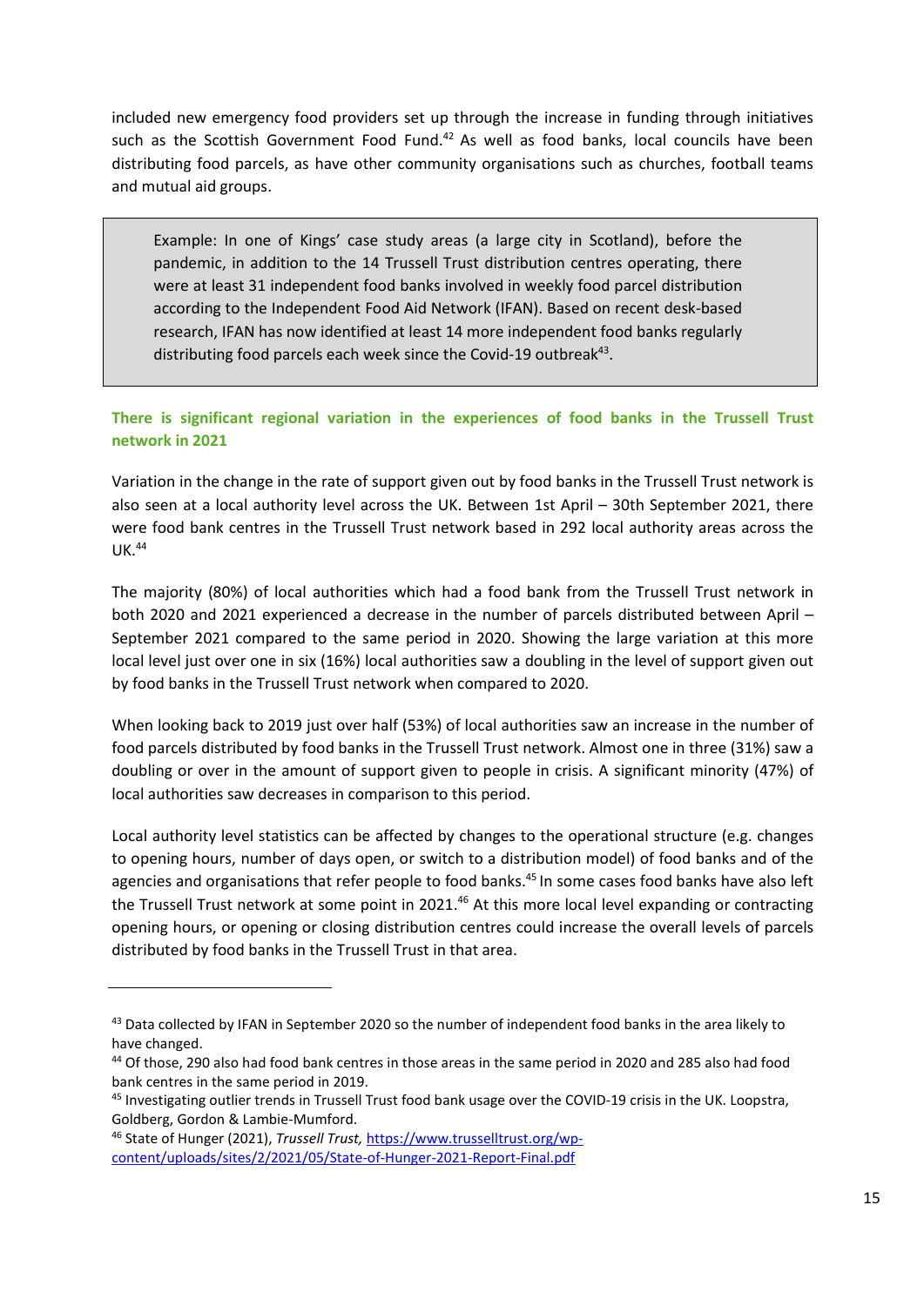included new emergency food providers set up through the increase in funding through initiatives such as the Scottish Government Food Fund.[42] As well as food banks, local councils have been distributing food parcels, as have other community organisations such as churches, football teams and mutual aid groups.

> Example: In one of Kings' case study areas (a large city in Scotland), before the pandemic, in addition to the 14 Trussell Trust distribution centres operating, there were at least 31 independent food banks involved in weekly food parcel distribution according to the Independent Food Aid Network (IFAN). Based on recent desk-based research, IFAN has now identified at least 14 more independent food banks regularly distributing food parcels each week since the Covid-19 outbreak[43].

**There is significant regional variation in the experiences of food banks in the Trussell Trust network in 2021**

Variation in the change in the rate of support given out by food banks in the Trussell Trust network is also seen at a local authority level across the UK. Between 1st April – 30th September 2021, there were food bank centres in the Trussell Trust network based in 292 local authority areas across the UK.[44]

The majority (80%) of local authorities which had a food bank from the Trussell Trust network in both 2020 and 2021 experienced a decrease in the number of parcels distributed between April – September 2021 compared to the same period in 2020. Showing the large variation at this more local level just over one in six (16%) local authorities saw a doubling in the level of support given out by food banks in the Trussell Trust network when compared to 2020.

When looking back to 2019 just over half (53%) of local authorities saw an increase in the number of food parcels distributed by food banks in the Trussell Trust network. Almost one in three (31%) saw a doubling or over in the amount of support given to people in crisis. A significant minority (47%) of local authorities saw decreases in comparison to this period.

Local authority level statistics can be affected by changes to the operational structure (e.g. changes to opening hours, number of days open, or switch to a distribution model) of food banks and of the agencies and organisations that refer people to food banks.[45] In some cases food banks have also left the Trussell Trust network at some point in 2021.[46] At this more local level expanding or contracting opening hours, or opening or closing distribution centres could increase the overall levels of parcels distributed by food banks in the Trussell Trust in that area.

---

[43] Data collected by IFAN in September 2020 so the number of independent food banks in the area likely to have changed.

[44] Of those, 290 also had food bank centres in those areas in the same period in 2020 and 285 also had food bank centres in the same period in 2019.

[45] Investigating outlier trends in Trussell Trust food bank usage over the COVID-19 crisis in the UK. Loopstra, Goldberg, Gordon & Lambie-Mumford.

[46] State of Hunger (2021), *Trussell Trust,* https://www.trusselltrust.org/wp-content/uploads/sites/2/2021/05/State-of-Hunger-2021-Report-Final.pdf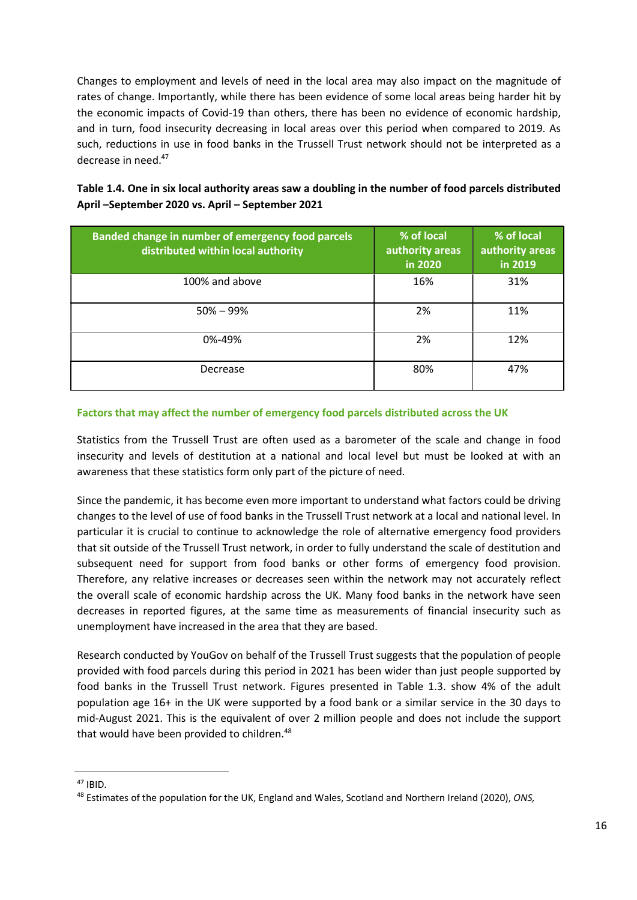Changes to employment and levels of need in the local area may also impact on the magnitude of rates of change. Importantly, while there has been evidence of some local areas being harder hit by the economic impacts of Covid-19 than others, there has been no evidence of economic hardship, and in turn, food insecurity decreasing in local areas over this period when compared to 2019. As such, reductions in use in food banks in the Trussell Trust network should not be interpreted as a decrease in need.[47]

**Table 1.4. One in six local authority areas saw a doubling in the number of food parcels distributed April –September 2020 vs. April – September 2021**

| Banded change in number of emergency food parcels distributed within local authority | % of local authority areas in 2020 | % of local authority areas in 2019 |
|---|---|---|
| 100% and above | 16% | 31% |
| 50% – 99% | 2% | 11% |
| 0%-49% | 2% | 12% |
| Decrease | 80% | 47% |

### Factors that may affect the number of emergency food parcels distributed across the UK

Statistics from the Trussell Trust are often used as a barometer of the scale and change in food insecurity and levels of destitution at a national and local level but must be looked at with an awareness that these statistics form only part of the picture of need.

Since the pandemic, it has become even more important to understand what factors could be driving changes to the level of use of food banks in the Trussell Trust network at a local and national level. In particular it is crucial to continue to acknowledge the role of alternative emergency food providers that sit outside of the Trussell Trust network, in order to fully understand the scale of destitution and subsequent need for support from food banks or other forms of emergency food provision. Therefore, any relative increases or decreases seen within the network may not accurately reflect the overall scale of economic hardship across the UK. Many food banks in the network have seen decreases in reported figures, at the same time as measurements of financial insecurity such as unemployment have increased in the area that they are based.

Research conducted by YouGov on behalf of the Trussell Trust suggests that the population of people provided with food parcels during this period in 2021 has been wider than just people supported by food banks in the Trussell Trust network. Figures presented in Table 1.3. show 4% of the adult population age 16+ in the UK were supported by a food bank or a similar service in the 30 days to mid-August 2021. This is the equivalent of over 2 million people and does not include the support that would have been provided to children.[48]

---

[47] IBID.

[48] Estimates of the population for the UK, England and Wales, Scotland and Northern Ireland (2020), *ONS,*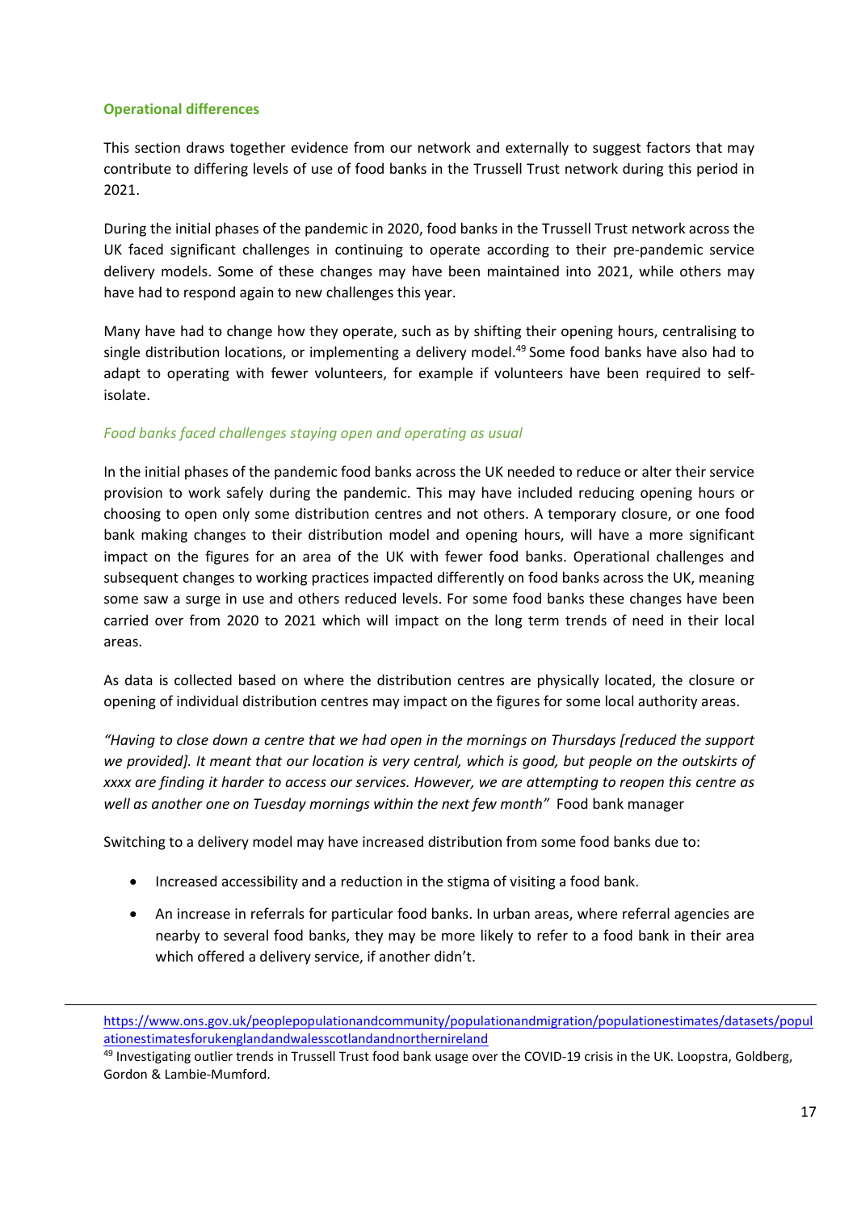### Operational differences

This section draws together evidence from our network and externally to suggest factors that may contribute to differing levels of use of food banks in the Trussell Trust network during this period in 2021.

During the initial phases of the pandemic in 2020, food banks in the Trussell Trust network across the UK faced significant challenges in continuing to operate according to their pre-pandemic service delivery models. Some of these changes may have been maintained into 2021, while others may have had to respond again to new challenges this year.

Many have had to change how they operate, such as by shifting their opening hours, centralising to single distribution locations, or implementing a delivery model.[49] Some food banks have also had to adapt to operating with fewer volunteers, for example if volunteers have been required to self-isolate.

#### *Food banks faced challenges staying open and operating as usual*

In the initial phases of the pandemic food banks across the UK needed to reduce or alter their service provision to work safely during the pandemic. This may have included reducing opening hours or choosing to open only some distribution centres and not others. A temporary closure, or one food bank making changes to their distribution model and opening hours, will have a more significant impact on the figures for an area of the UK with fewer food banks. Operational challenges and subsequent changes to working practices impacted differently on food banks across the UK, meaning some saw a surge in use and others reduced levels. For some food banks these changes have been carried over from 2020 to 2021 which will impact on the long term trends of need in their local areas.

As data is collected based on where the distribution centres are physically located, the closure or opening of individual distribution centres may impact on the figures for some local authority areas.

*"Having to close down a centre that we had open in the mornings on Thursdays [reduced the support we provided]. It meant that our location is very central, which is good, but people on the outskirts of xxxx are finding it harder to access our services. However, we are attempting to reopen this centre as well as another one on Tuesday mornings within the next few month"* Food bank manager

Switching to a delivery model may have increased distribution from some food banks due to:

- Increased accessibility and a reduction in the stigma of visiting a food bank.
- An increase in referrals for particular food banks. In urban areas, where referral agencies are nearby to several food banks, they may be more likely to refer to a food bank in their area which offered a delivery service, if another didn't.

---

https://www.ons.gov.uk/peoplepopulationandcommunity/populationandmigration/populationestimates/datasets/populationestimatesforukenglandandwalesscotlandandnorthernireland

[49] Investigating outlier trends in Trussell Trust food bank usage over the COVID-19 crisis in the UK. Loopstra, Goldberg, Gordon & Lambie-Mumford.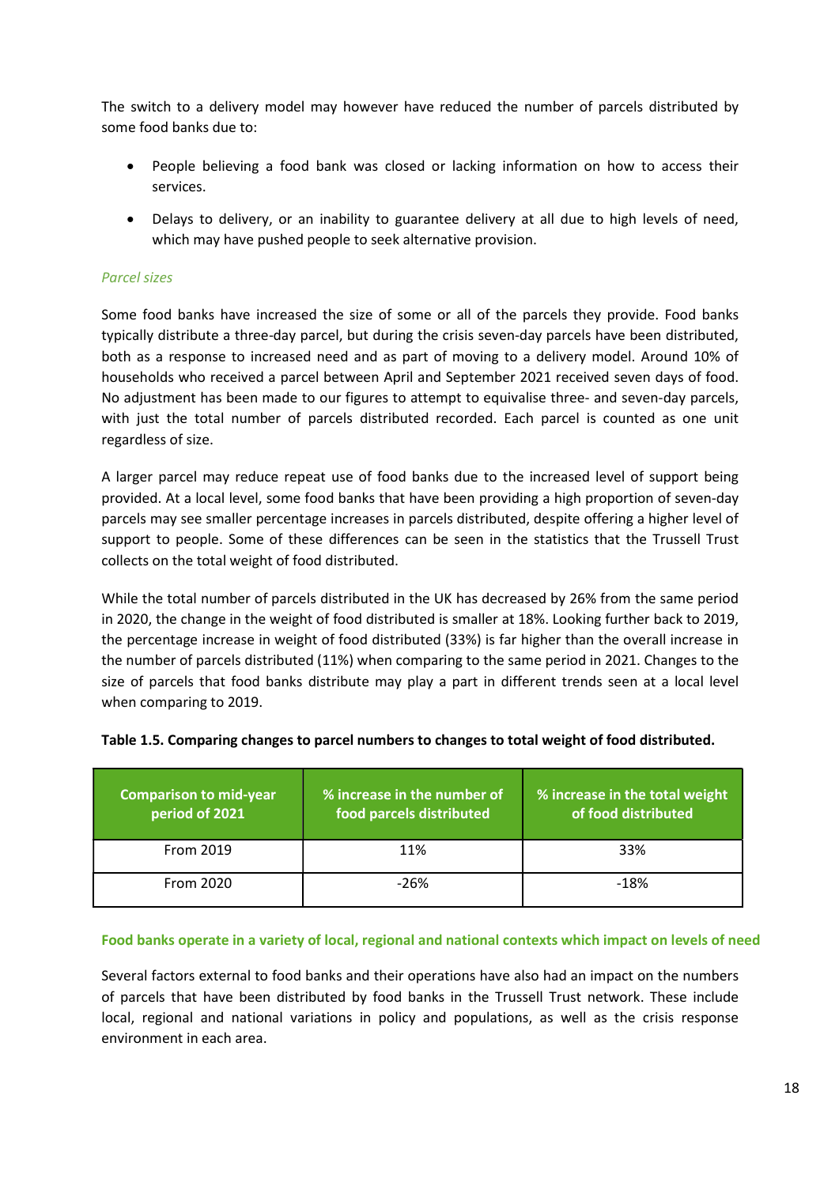The switch to a delivery model may however have reduced the number of parcels distributed by some food banks due to:

- People believing a food bank was closed or lacking information on how to access their services.
- Delays to delivery, or an inability to guarantee delivery at all due to high levels of need, which may have pushed people to seek alternative provision.

*Parcel sizes*

Some food banks have increased the size of some or all of the parcels they provide. Food banks typically distribute a three-day parcel, but during the crisis seven-day parcels have been distributed, both as a response to increased need and as part of moving to a delivery model. Around 10% of households who received a parcel between April and September 2021 received seven days of food. No adjustment has been made to our figures to attempt to equivalise three- and seven-day parcels, with just the total number of parcels distributed recorded. Each parcel is counted as one unit regardless of size.

A larger parcel may reduce repeat use of food banks due to the increased level of support being provided. At a local level, some food banks that have been providing a high proportion of seven-day parcels may see smaller percentage increases in parcels distributed, despite offering a higher level of support to people. Some of these differences can be seen in the statistics that the Trussell Trust collects on the total weight of food distributed.

While the total number of parcels distributed in the UK has decreased by 26% from the same period in 2020, the change in the weight of food distributed is smaller at 18%. Looking further back to 2019, the percentage increase in weight of food distributed (33%) is far higher than the overall increase in the number of parcels distributed (11%) when comparing to the same period in 2021. Changes to the size of parcels that food banks distribute may play a part in different trends seen at a local level when comparing to 2019.

**Table 1.5. Comparing changes to parcel numbers to changes to total weight of food distributed.**

| Comparison to mid-year period of 2021 | % increase in the number of food parcels distributed | % increase in the total weight of food distributed |
|---|---|---|
| From 2019 | 11% | 33% |
| From 2020 | -26% | -18% |

**Food banks operate in a variety of local, regional and national contexts which impact on levels of need**

Several factors external to food banks and their operations have also had an impact on the numbers of parcels that have been distributed by food banks in the Trussell Trust network. These include local, regional and national variations in policy and populations, as well as the crisis response environment in each area.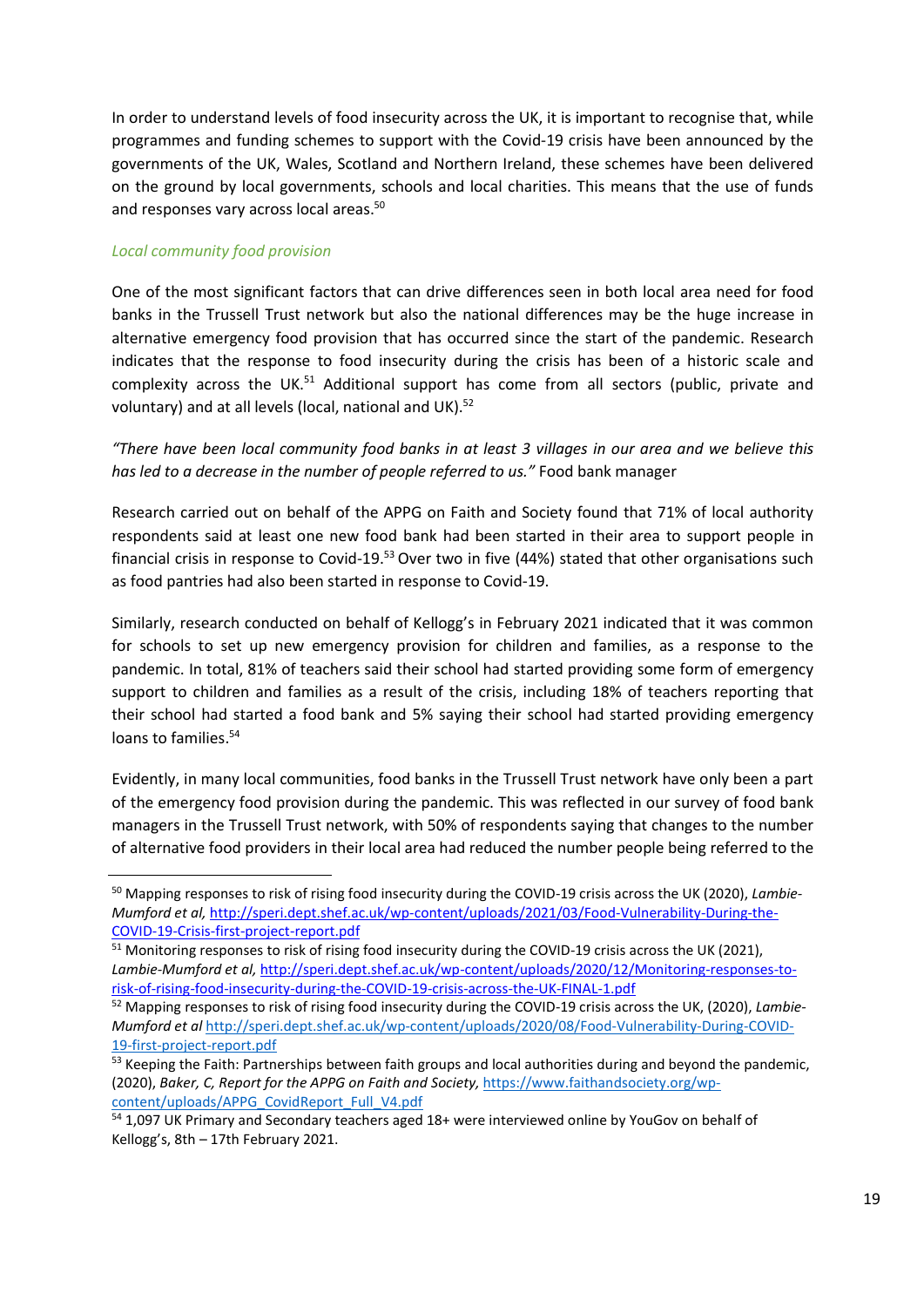In order to understand levels of food insecurity across the UK, it is important to recognise that, while programmes and funding schemes to support with the Covid-19 crisis have been announced by the governments of the UK, Wales, Scotland and Northern Ireland, these schemes have been delivered on the ground by local governments, schools and local charities. This means that the use of funds and responses vary across local areas.[50]

*Local community food provision*

One of the most significant factors that can drive differences seen in both local area need for food banks in the Trussell Trust network but also the national differences may be the huge increase in alternative emergency food provision that has occurred since the start of the pandemic. Research indicates that the response to food insecurity during the crisis has been of a historic scale and complexity across the UK.[51] Additional support has come from all sectors (public, private and voluntary) and at all levels (local, national and UK).[52]

*"There have been local community food banks in at least 3 villages in our area and we believe this has led to a decrease in the number of people referred to us."* Food bank manager

Research carried out on behalf of the APPG on Faith and Society found that 71% of local authority respondents said at least one new food bank had been started in their area to support people in financial crisis in response to Covid-19.[53] Over two in five (44%) stated that other organisations such as food pantries had also been started in response to Covid-19.

Similarly, research conducted on behalf of Kellogg's in February 2021 indicated that it was common for schools to set up new emergency provision for children and families, as a response to the pandemic. In total, 81% of teachers said their school had started providing some form of emergency support to children and families as a result of the crisis, including 18% of teachers reporting that their school had started a food bank and 5% saying their school had started providing emergency loans to families.[54]

Evidently, in many local communities, food banks in the Trussell Trust network have only been a part of the emergency food provision during the pandemic. This was reflected in our survey of food bank managers in the Trussell Trust network, with 50% of respondents saying that changes to the number of alternative food providers in their local area had reduced the number people being referred to the

---

[50] Mapping responses to risk of rising food insecurity during the COVID-19 crisis across the UK (2020), *Lambie-Mumford et al,* http://speri.dept.shef.ac.uk/wp-content/uploads/2021/03/Food-Vulnerability-During-the-COVID-19-Crisis-first-project-report.pdf

[51] Monitoring responses to risk of rising food insecurity during the COVID-19 crisis across the UK (2021), *Lambie-Mumford et al,* http://speri.dept.shef.ac.uk/wp-content/uploads/2020/12/Monitoring-responses-to-risk-of-rising-food-insecurity-during-the-COVID-19-crisis-across-the-UK-FINAL-1.pdf

[52] Mapping responses to risk of rising food insecurity during the COVID-19 crisis across the UK, (2020), *Lambie-Mumford et al* http://speri.dept.shef.ac.uk/wp-content/uploads/2020/08/Food-Vulnerability-During-COVID-19-first-project-report.pdf

[53] Keeping the Faith: Partnerships between faith groups and local authorities during and beyond the pandemic, (2020), *Baker, C, Report for the APPG on Faith and Society,* https://www.faithandsociety.org/wp-content/uploads/APPG_CovidReport_Full_V4.pdf

[54] 1,097 UK Primary and Secondary teachers aged 18+ were interviewed online by YouGov on behalf of Kellogg's, 8th – 17th February 2021.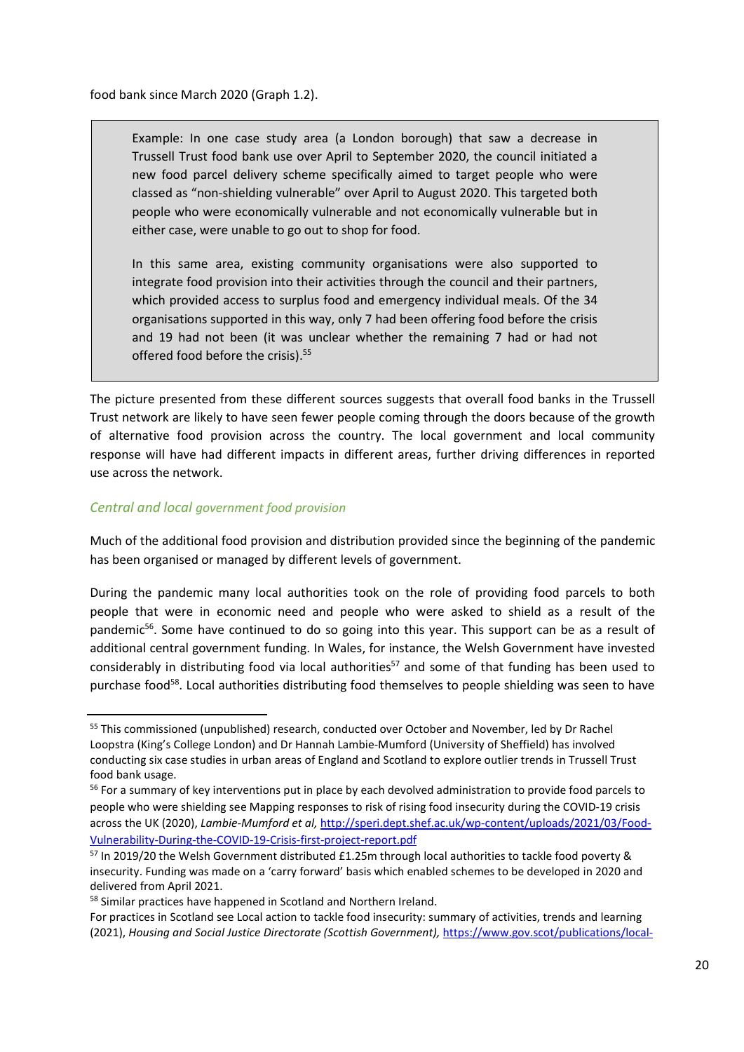food bank since March 2020 (Graph 1.2).

> Example: In one case study area (a London borough) that saw a decrease in Trussell Trust food bank use over April to September 2020, the council initiated a new food parcel delivery scheme specifically aimed to target people who were classed as "non-shielding vulnerable" over April to August 2020. This targeted both people who were economically vulnerable and not economically vulnerable but in either case, were unable to go out to shop for food.
>
> In this same area, existing community organisations were also supported to integrate food provision into their activities through the council and their partners, which provided access to surplus food and emergency individual meals. Of the 34 organisations supported in this way, only 7 had been offering food before the crisis and 19 had not been (it was unclear whether the remaining 7 had or had not offered food before the crisis).[55]

The picture presented from these different sources suggests that overall food banks in the Trussell Trust network are likely to have seen fewer people coming through the doors because of the growth of alternative food provision across the country. The local government and local community response will have had different impacts in different areas, further driving differences in reported use across the network.

### *Central and local government food provision*

Much of the additional food provision and distribution provided since the beginning of the pandemic has been organised or managed by different levels of government.

During the pandemic many local authorities took on the role of providing food parcels to both people that were in economic need and people who were asked to shield as a result of the pandemic[56]. Some have continued to do so going into this year. This support can be as a result of additional central government funding. In Wales, for instance, the Welsh Government have invested considerably in distributing food via local authorities[57] and some of that funding has been used to purchase food[58]. Local authorities distributing food themselves to people shielding was seen to have

---

[55] This commissioned (unpublished) research, conducted over October and November, led by Dr Rachel Loopstra (King's College London) and Dr Hannah Lambie-Mumford (University of Sheffield) has involved conducting six case studies in urban areas of England and Scotland to explore outlier trends in Trussell Trust food bank usage.

[56] For a summary of key interventions put in place by each devolved administration to provide food parcels to people who were shielding see Mapping responses to risk of rising food insecurity during the COVID-19 crisis across the UK (2020), *Lambie-Mumford et al,* http://speri.dept.shef.ac.uk/wp-content/uploads/2021/03/Food-Vulnerability-During-the-COVID-19-Crisis-first-project-report.pdf

[57] In 2019/20 the Welsh Government distributed £1.25m through local authorities to tackle food poverty & insecurity. Funding was made on a 'carry forward' basis which enabled schemes to be developed in 2020 and delivered from April 2021.

[58] Similar practices have happened in Scotland and Northern Ireland.

For practices in Scotland see Local action to tackle food insecurity: summary of activities, trends and learning (2021), *Housing and Social Justice Directorate (Scottish Government),* https://www.gov.scot/publications/local-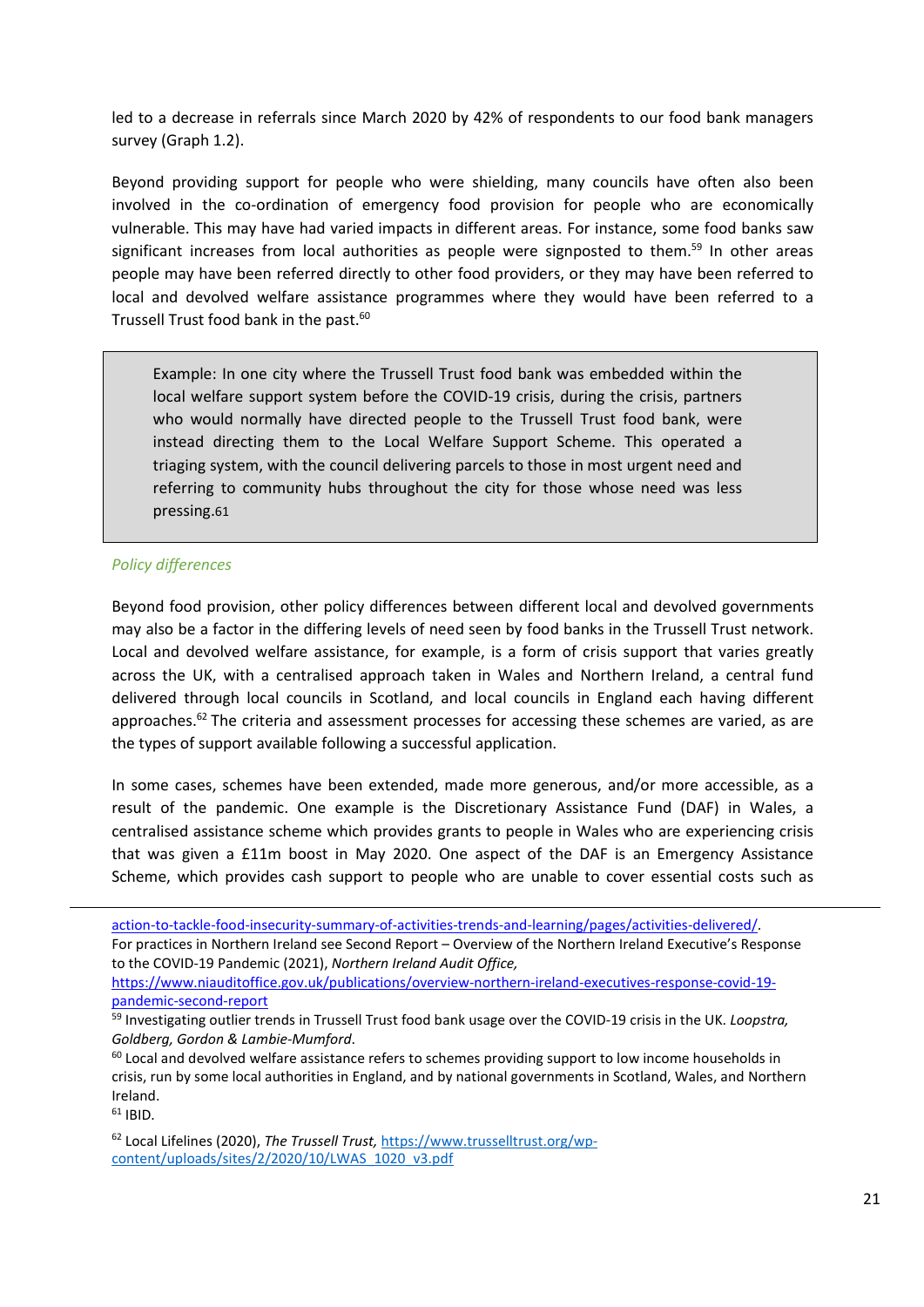led to a decrease in referrals since March 2020 by 42% of respondents to our food bank managers survey (Graph 1.2).

Beyond providing support for people who were shielding, many councils have often also been involved in the co-ordination of emergency food provision for people who are economically vulnerable. This may have had varied impacts in different areas. For instance, some food banks saw significant increases from local authorities as people were signposted to them.[59] In other areas people may have been referred directly to other food providers, or they may have been referred to local and devolved welfare assistance programmes where they would have been referred to a Trussell Trust food bank in the past.[60]

> Example: In one city where the Trussell Trust food bank was embedded within the local welfare support system before the COVID-19 crisis, during the crisis, partners who would normally have directed people to the Trussell Trust food bank, were instead directing them to the Local Welfare Support Scheme. This operated a triaging system, with the council delivering parcels to those in most urgent need and referring to community hubs throughout the city for those whose need was less pressing.[61]

*Policy differences*

Beyond food provision, other policy differences between different local and devolved governments may also be a factor in the differing levels of need seen by food banks in the Trussell Trust network. Local and devolved welfare assistance, for example, is a form of crisis support that varies greatly across the UK, with a centralised approach taken in Wales and Northern Ireland, a central fund delivered through local councils in Scotland, and local councils in England each having different approaches.[62] The criteria and assessment processes for accessing these schemes are varied, as are the types of support available following a successful application.

In some cases, schemes have been extended, made more generous, and/or more accessible, as a result of the pandemic. One example is the Discretionary Assistance Fund (DAF) in Wales, a centralised assistance scheme which provides grants to people in Wales who are experiencing crisis that was given a £11m boost in May 2020. One aspect of the DAF is an Emergency Assistance Scheme, which provides cash support to people who are unable to cover essential costs such as

---

action-to-tackle-food-insecurity-summary-of-activities-trends-and-learning/pages/activities-delivered/.
For practices in Northern Ireland see Second Report – Overview of the Northern Ireland Executive's Response to the COVID-19 Pandemic (2021), *Northern Ireland Audit Office,* https://www.niauditoffice.gov.uk/publications/overview-northern-ireland-executives-response-covid-19-pandemic-second-report

[59] Investigating outlier trends in Trussell Trust food bank usage over the COVID-19 crisis in the UK. *Loopstra, Goldberg, Gordon & Lambie-Mumford*.

[60] Local and devolved welfare assistance refers to schemes providing support to low income households in crisis, run by some local authorities in England, and by national governments in Scotland, Wales, and Northern Ireland.

[61] IBID.

[62] Local Lifelines (2020), *The Trussell Trust,* https://www.trusselltrust.org/wp-content/uploads/sites/2/2020/10/LWAS_1020_v3.pdf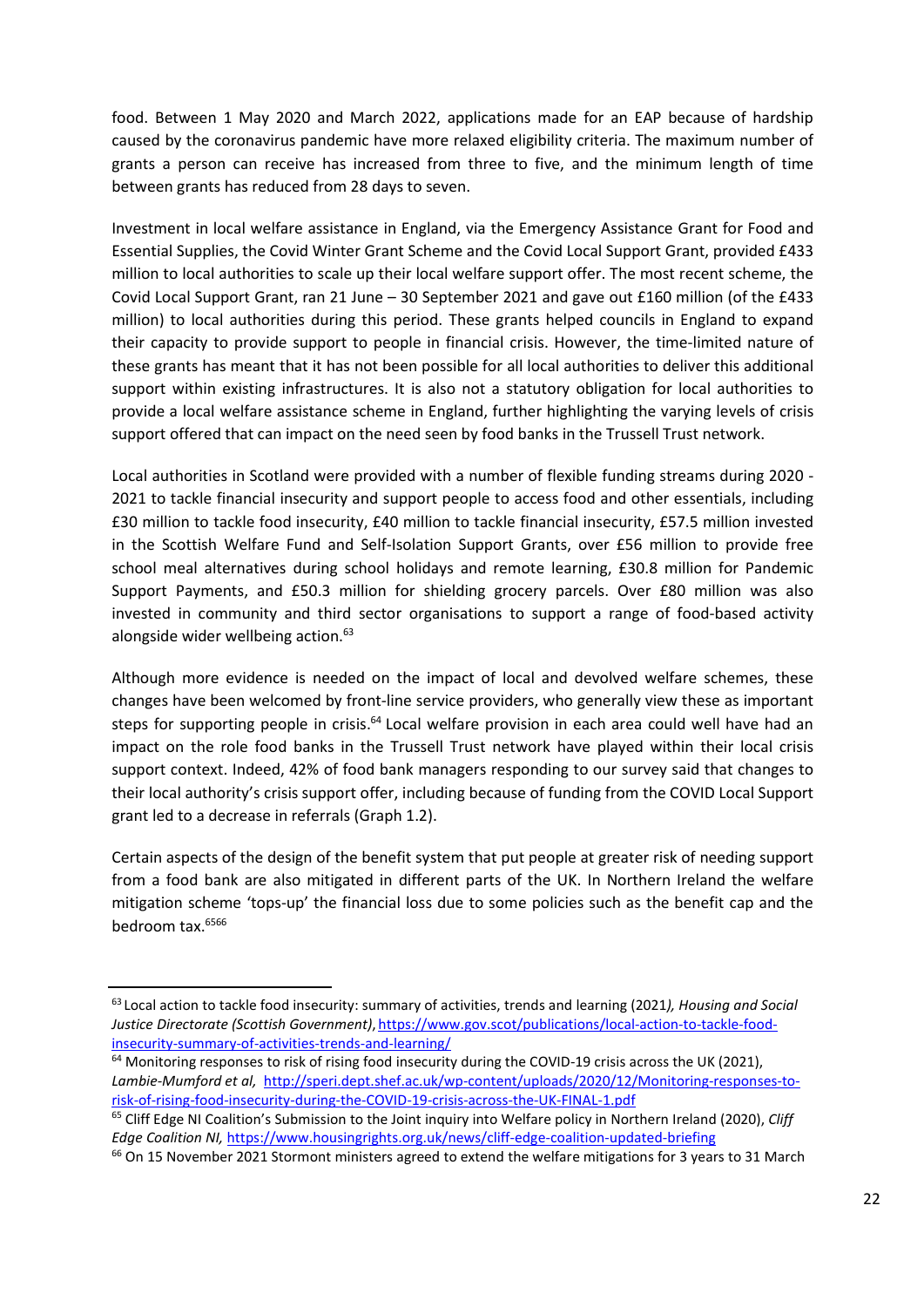food. Between 1 May 2020 and March 2022, applications made for an EAP because of hardship caused by the coronavirus pandemic have more relaxed eligibility criteria. The maximum number of grants a person can receive has increased from three to five, and the minimum length of time between grants has reduced from 28 days to seven.

Investment in local welfare assistance in England, via the Emergency Assistance Grant for Food and Essential Supplies, the Covid Winter Grant Scheme and the Covid Local Support Grant, provided £433 million to local authorities to scale up their local welfare support offer. The most recent scheme, the Covid Local Support Grant, ran 21 June – 30 September 2021 and gave out £160 million (of the £433 million) to local authorities during this period. These grants helped councils in England to expand their capacity to provide support to people in financial crisis. However, the time-limited nature of these grants has meant that it has not been possible for all local authorities to deliver this additional support within existing infrastructures. It is also not a statutory obligation for local authorities to provide a local welfare assistance scheme in England, further highlighting the varying levels of crisis support offered that can impact on the need seen by food banks in the Trussell Trust network.

Local authorities in Scotland were provided with a number of flexible funding streams during 2020 - 2021 to tackle financial insecurity and support people to access food and other essentials, including £30 million to tackle food insecurity, £40 million to tackle financial insecurity, £57.5 million invested in the Scottish Welfare Fund and Self-Isolation Support Grants, over £56 million to provide free school meal alternatives during school holidays and remote learning, £30.8 million for Pandemic Support Payments, and £50.3 million for shielding grocery parcels. Over £80 million was also invested in community and third sector organisations to support a range of food-based activity alongside wider wellbeing action.[63]

Although more evidence is needed on the impact of local and devolved welfare schemes, these changes have been welcomed by front-line service providers, who generally view these as important steps for supporting people in crisis.[64] Local welfare provision in each area could well have had an impact on the role food banks in the Trussell Trust network have played within their local crisis support context. Indeed, 42% of food bank managers responding to our survey said that changes to their local authority's crisis support offer, including because of funding from the COVID Local Support grant led to a decrease in referrals (Graph 1.2).

Certain aspects of the design of the benefit system that put people at greater risk of needing support from a food bank are also mitigated in different parts of the UK. In Northern Ireland the welfare mitigation scheme 'tops-up' the financial loss due to some policies such as the benefit cap and the bedroom tax.[65][66]

---

[63] Local action to tackle food insecurity: summary of activities, trends and learning (2021*), Housing and Social Justice Directorate (Scottish Government)*, https://www.gov.scot/publications/local-action-to-tackle-food-insecurity-summary-of-activities-trends-and-learning/

[64] Monitoring responses to risk of rising food insecurity during the COVID-19 crisis across the UK (2021), *Lambie-Mumford et al,* http://speri.dept.shef.ac.uk/wp-content/uploads/2020/12/Monitoring-responses-to-risk-of-rising-food-insecurity-during-the-COVID-19-crisis-across-the-UK-FINAL-1.pdf

[65] Cliff Edge NI Coalition's Submission to the Joint inquiry into Welfare policy in Northern Ireland (2020), *Cliff Edge Coalition NI,* https://www.housingrights.org.uk/news/cliff-edge-coalition-updated-briefing

[66] On 15 November 2021 Stormont ministers agreed to extend the welfare mitigations for 3 years to 31 March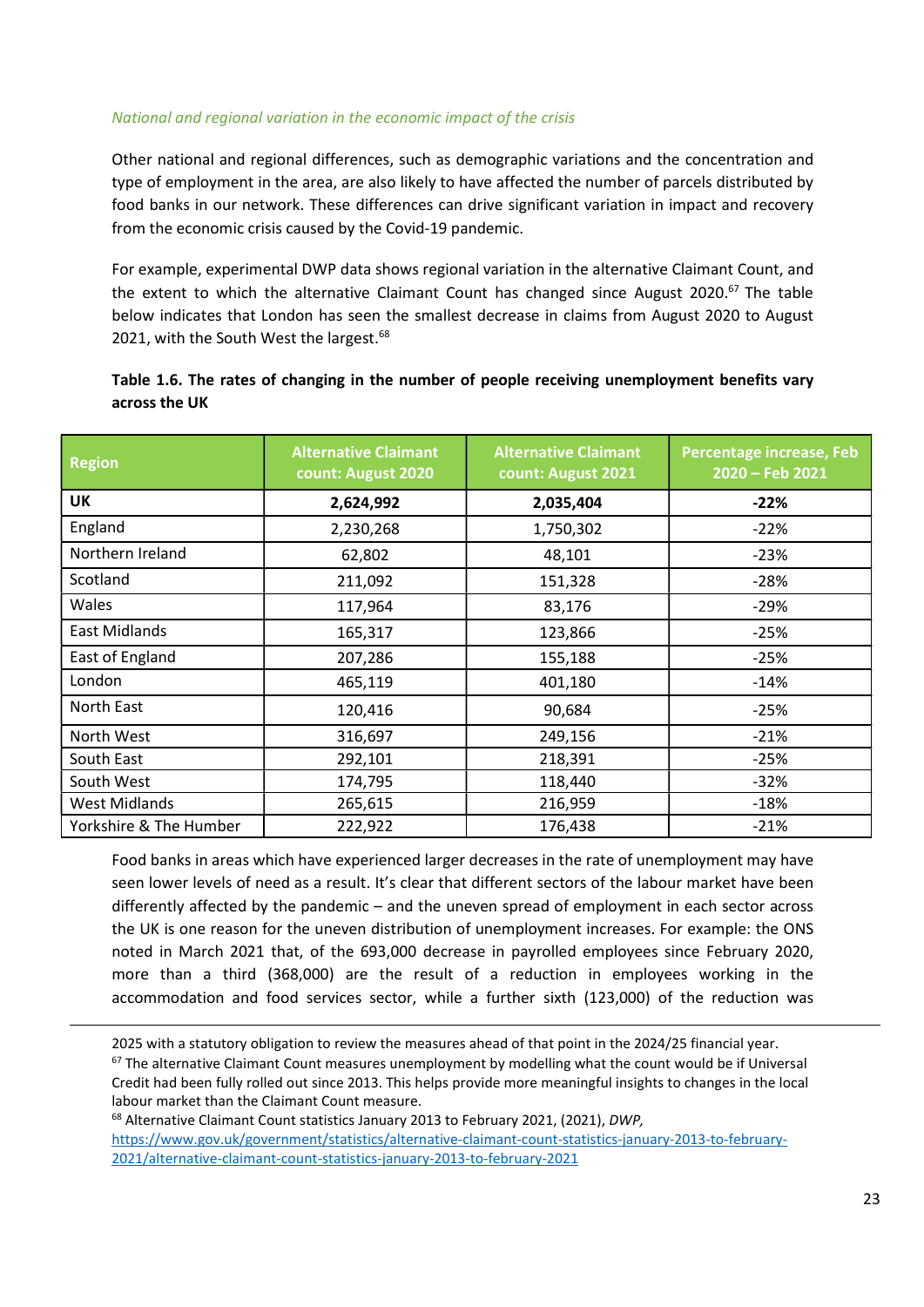*National and regional variation in the economic impact of the crisis*

Other national and regional differences, such as demographic variations and the concentration and type of employment in the area, are also likely to have affected the number of parcels distributed by food banks in our network. These differences can drive significant variation in impact and recovery from the economic crisis caused by the Covid-19 pandemic.

For example, experimental DWP data shows regional variation in the alternative Claimant Count, and the extent to which the alternative Claimant Count has changed since August 2020.[67] The table below indicates that London has seen the smallest decrease in claims from August 2020 to August 2021, with the South West the largest.[68]

**Table 1.6. The rates of changing in the number of people receiving unemployment benefits vary across the UK**

| Region | Alternative Claimant count: August 2020 | Alternative Claimant count: August 2021 | Percentage increase, Feb 2020 – Feb 2021 |
|---|---|---|---|
| **UK** | **2,624,992** | **2,035,404** | **-22%** |
| England | 2,230,268 | 1,750,302 | -22% |
| Northern Ireland | 62,802 | 48,101 | -23% |
| Scotland | 211,092 | 151,328 | -28% |
| Wales | 117,964 | 83,176 | -29% |
| East Midlands | 165,317 | 123,866 | -25% |
| East of England | 207,286 | 155,188 | -25% |
| London | 465,119 | 401,180 | -14% |
| North East | 120,416 | 90,684 | -25% |
| North West | 316,697 | 249,156 | -21% |
| South East | 292,101 | 218,391 | -25% |
| South West | 174,795 | 118,440 | -32% |
| West Midlands | 265,615 | 216,959 | -18% |
| Yorkshire & The Humber | 222,922 | 176,438 | -21% |

Food banks in areas which have experienced larger decreases in the rate of unemployment may have seen lower levels of need as a result. It's clear that different sectors of the labour market have been differently affected by the pandemic – and the uneven spread of employment in each sector across the UK is one reason for the uneven distribution of unemployment increases. For example: the ONS noted in March 2021 that, of the 693,000 decrease in payrolled employees since February 2020, more than a third (368,000) are the result of a reduction in employees working in the accommodation and food services sector, while a further sixth (123,000) of the reduction was

---

2025 with a statutory obligation to review the measures ahead of that point in the 2024/25 financial year.

[67] The alternative Claimant Count measures unemployment by modelling what the count would be if Universal Credit had been fully rolled out since 2013. This helps provide more meaningful insights to changes in the local labour market than the Claimant Count measure.

[68] Alternative Claimant Count statistics January 2013 to February 2021, (2021), *DWP*, https://www.gov.uk/government/statistics/alternative-claimant-count-statistics-january-2013-to-february-2021/alternative-claimant-count-statistics-january-2013-to-february-2021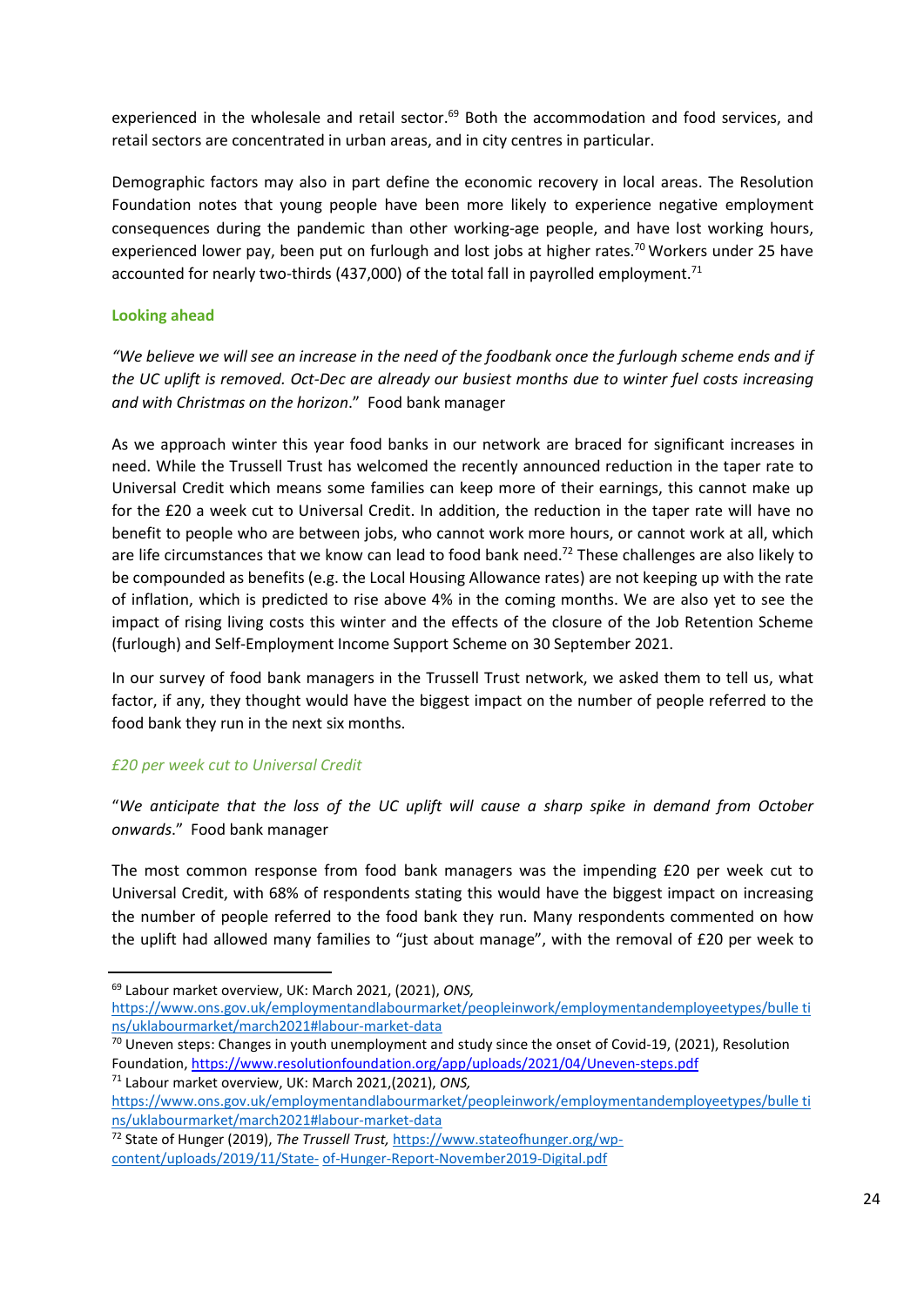experienced in the wholesale and retail sector.[69] Both the accommodation and food services, and retail sectors are concentrated in urban areas, and in city centres in particular.

Demographic factors may also in part define the economic recovery in local areas. The Resolution Foundation notes that young people have been more likely to experience negative employment consequences during the pandemic than other working-age people, and have lost working hours, experienced lower pay, been put on furlough and lost jobs at higher rates.[70] Workers under 25 have accounted for nearly two-thirds (437,000) of the total fall in payrolled employment.[71]

## Looking ahead

*"We believe we will see an increase in the need of the foodbank once the furlough scheme ends and if the UC uplift is removed. Oct-Dec are already our busiest months due to winter fuel costs increasing and with Christmas on the horizon*." Food bank manager

As we approach winter this year food banks in our network are braced for significant increases in need. While the Trussell Trust has welcomed the recently announced reduction in the taper rate to Universal Credit which means some families can keep more of their earnings, this cannot make up for the £20 a week cut to Universal Credit. In addition, the reduction in the taper rate will have no benefit to people who are between jobs, who cannot work more hours, or cannot work at all, which are life circumstances that we know can lead to food bank need.[72] These challenges are also likely to be compounded as benefits (e.g. the Local Housing Allowance rates) are not keeping up with the rate of inflation, which is predicted to rise above 4% in the coming months. We are also yet to see the impact of rising living costs this winter and the effects of the closure of the Job Retention Scheme (furlough) and Self-Employment Income Support Scheme on 30 September 2021.

In our survey of food bank managers in the Trussell Trust network, we asked them to tell us, what factor, if any, they thought would have the biggest impact on the number of people referred to the food bank they run in the next six months.

### *£20 per week cut to Universal Credit*

"*We anticipate that the loss of the UC uplift will cause a sharp spike in demand from October onwards*." Food bank manager

The most common response from food bank managers was the impending £20 per week cut to Universal Credit, with 68% of respondents stating this would have the biggest impact on increasing the number of people referred to the food bank they run. Many respondents commented on how the uplift had allowed many families to "just about manage", with the removal of £20 per week to

---

[69] Labour market overview, UK: March 2021, (2021), *ONS,* https://www.ons.gov.uk/employmentandlabourmarket/peopleinwork/employmentandemployeetypes/bulle tins/uklabourmarket/march2021#labour-market-data

[70] Uneven steps: Changes in youth unemployment and study since the onset of Covid-19, (2021), Resolution Foundation, https://www.resolutionfoundation.org/app/uploads/2021/04/Uneven-steps.pdf

[71] Labour market overview, UK: March 2021,(2021), *ONS,* https://www.ons.gov.uk/employmentandlabourmarket/peopleinwork/employmentandemployeetypes/bulle tins/uklabourmarket/march2021#labour-market-data

[72] State of Hunger (2019), *The Trussell Trust,* https://www.stateofhunger.org/wp-content/uploads/2019/11/State- of-Hunger-Report-November2019-Digital.pdf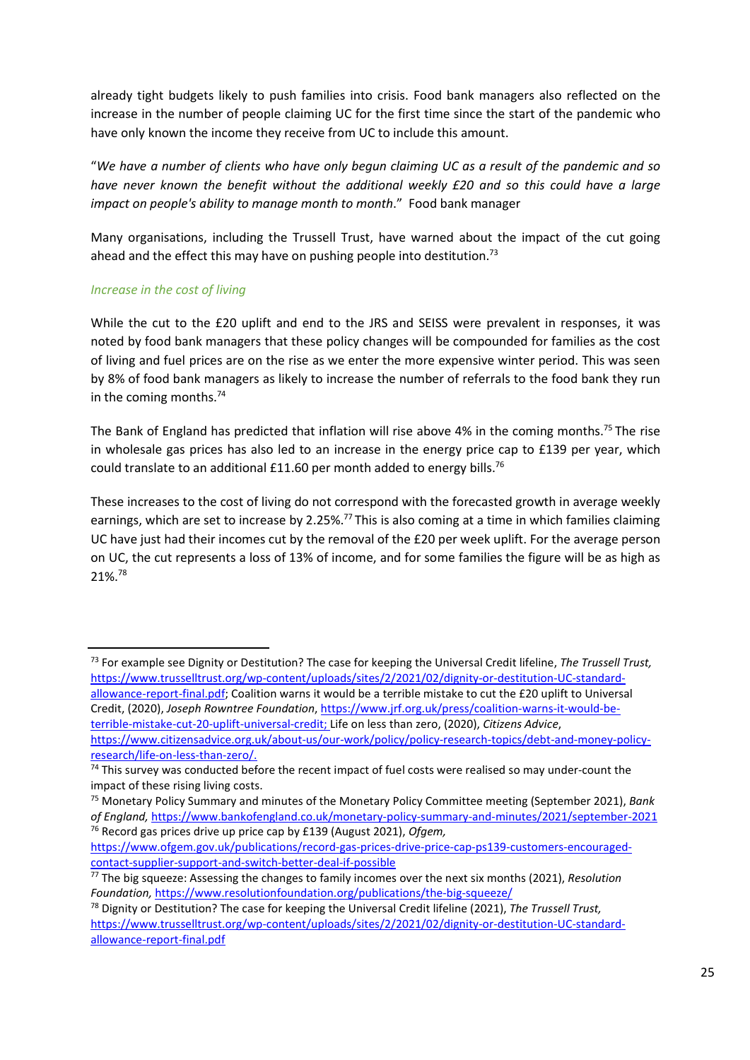already tight budgets likely to push families into crisis. Food bank managers also reflected on the increase in the number of people claiming UC for the first time since the start of the pandemic who have only known the income they receive from UC to include this amount.

"*We have a number of clients who have only begun claiming UC as a result of the pandemic and so have never known the benefit without the additional weekly £20 and so this could have a large impact on people's ability to manage month to month*." Food bank manager

Many organisations, including the Trussell Trust, have warned about the impact of the cut going ahead and the effect this may have on pushing people into destitution.[73]

### *Increase in the cost of living*

While the cut to the £20 uplift and end to the JRS and SEISS were prevalent in responses, it was noted by food bank managers that these policy changes will be compounded for families as the cost of living and fuel prices are on the rise as we enter the more expensive winter period. This was seen by 8% of food bank managers as likely to increase the number of referrals to the food bank they run in the coming months.[74]

The Bank of England has predicted that inflation will rise above 4% in the coming months.[75] The rise in wholesale gas prices has also led to an increase in the energy price cap to £139 per year, which could translate to an additional £11.60 per month added to energy bills.[76]

These increases to the cost of living do not correspond with the forecasted growth in average weekly earnings, which are set to increase by 2.25%.[77] This is also coming at a time in which families claiming UC have just had their incomes cut by the removal of the £20 per week uplift. For the average person on UC, the cut represents a loss of 13% of income, and for some families the figure will be as high as 21%.[78]

---

[73] For example see Dignity or Destitution? The case for keeping the Universal Credit lifeline, *The Trussell Trust,* https://www.trusselltrust.org/wp-content/uploads/sites/2/2021/02/dignity-or-destitution-UC-standard-allowance-report-final.pdf; Coalition warns it would be a terrible mistake to cut the £20 uplift to Universal Credit, (2020), *Joseph Rowntree Foundation*, https://www.jrf.org.uk/press/coalition-warns-it-would-be-terrible-mistake-cut-20-uplift-universal-credit; Life on less than zero, (2020), *Citizens Advice*, https://www.citizensadvice.org.uk/about-us/our-work/policy/policy-research-topics/debt-and-money-policy-research/life-on-less-than-zero/.

[74] This survey was conducted before the recent impact of fuel costs were realised so may under-count the impact of these rising living costs.

[75] Monetary Policy Summary and minutes of the Monetary Policy Committee meeting (September 2021), *Bank of England,* https://www.bankofengland.co.uk/monetary-policy-summary-and-minutes/2021/september-2021

[76] Record gas prices drive up price cap by £139 (August 2021), *Ofgem,* https://www.ofgem.gov.uk/publications/record-gas-prices-drive-price-cap-ps139-customers-encouraged-contact-supplier-support-and-switch-better-deal-if-possible

[77] The big squeeze: Assessing the changes to family incomes over the next six months (2021), *Resolution Foundation,* https://www.resolutionfoundation.org/publications/the-big-squeeze/

[78] Dignity or Destitution? The case for keeping the Universal Credit lifeline (2021), *The Trussell Trust,* https://www.trusselltrust.org/wp-content/uploads/sites/2/2021/02/dignity-or-destitution-UC-standard-allowance-report-final.pdf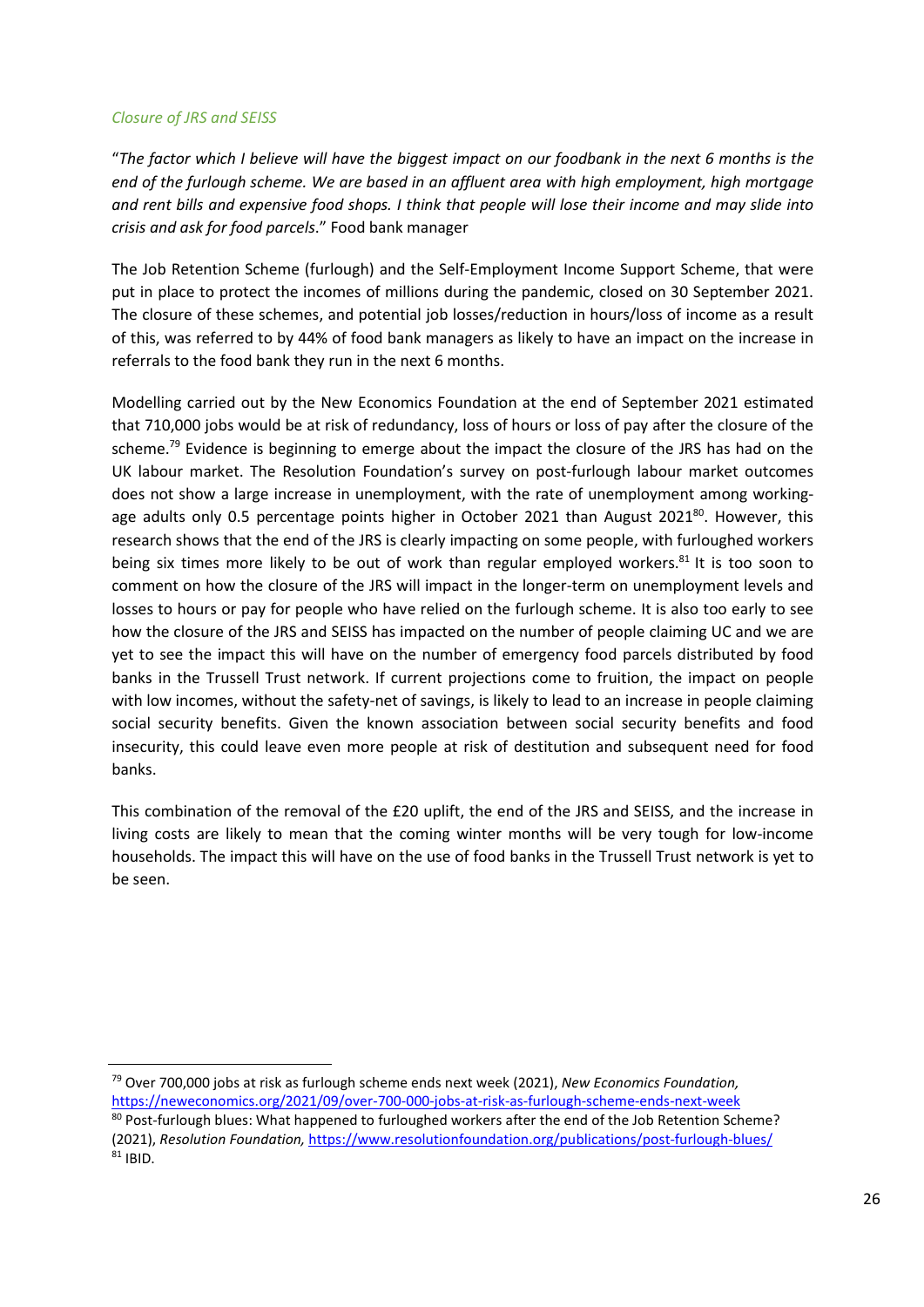### *Closure of JRS and SEISS*

"*The factor which I believe will have the biggest impact on our foodbank in the next 6 months is the end of the furlough scheme. We are based in an affluent area with high employment, high mortgage and rent bills and expensive food shops. I think that people will lose their income and may slide into crisis and ask for food parcels*." Food bank manager

The Job Retention Scheme (furlough) and the Self-Employment Income Support Scheme, that were put in place to protect the incomes of millions during the pandemic, closed on 30 September 2021. The closure of these schemes, and potential job losses/reduction in hours/loss of income as a result of this, was referred to by 44% of food bank managers as likely to have an impact on the increase in referrals to the food bank they run in the next 6 months.

Modelling carried out by the New Economics Foundation at the end of September 2021 estimated that 710,000 jobs would be at risk of redundancy, loss of hours or loss of pay after the closure of the scheme.[79] Evidence is beginning to emerge about the impact the closure of the JRS has had on the UK labour market. The Resolution Foundation's survey on post-furlough labour market outcomes does not show a large increase in unemployment, with the rate of unemployment among working-age adults only 0.5 percentage points higher in October 2021 than August 2021[80]. However, this research shows that the end of the JRS is clearly impacting on some people, with furloughed workers being six times more likely to be out of work than regular employed workers.[81] It is too soon to comment on how the closure of the JRS will impact in the longer-term on unemployment levels and losses to hours or pay for people who have relied on the furlough scheme. It is also too early to see how the closure of the JRS and SEISS has impacted on the number of people claiming UC and we are yet to see the impact this will have on the number of emergency food parcels distributed by food banks in the Trussell Trust network. If current projections come to fruition, the impact on people with low incomes, without the safety-net of savings, is likely to lead to an increase in people claiming social security benefits. Given the known association between social security benefits and food insecurity, this could leave even more people at risk of destitution and subsequent need for food banks.

This combination of the removal of the £20 uplift, the end of the JRS and SEISS, and the increase in living costs are likely to mean that the coming winter months will be very tough for low-income households. The impact this will have on the use of food banks in the Trussell Trust network is yet to be seen.

---

[79] Over 700,000 jobs at risk as furlough scheme ends next week (2021), *New Economics Foundation,* https://neweconomics.org/2021/09/over-700-000-jobs-at-risk-as-furlough-scheme-ends-next-week

[80] Post-furlough blues: What happened to furloughed workers after the end of the Job Retention Scheme? (2021), *Resolution Foundation,* https://www.resolutionfoundation.org/publications/post-furlough-blues/

[81] IBID.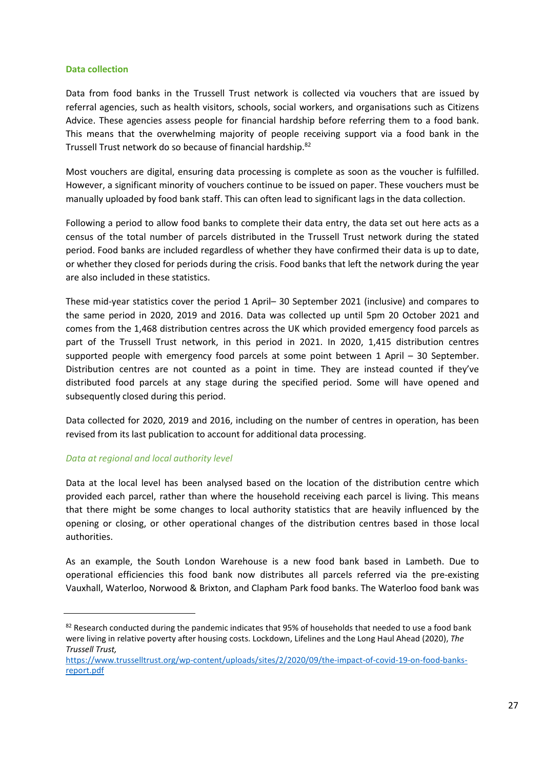## Data collection

Data from food banks in the Trussell Trust network is collected via vouchers that are issued by referral agencies, such as health visitors, schools, social workers, and organisations such as Citizens Advice. These agencies assess people for financial hardship before referring them to a food bank. This means that the overwhelming majority of people receiving support via a food bank in the Trussell Trust network do so because of financial hardship.[82]

Most vouchers are digital, ensuring data processing is complete as soon as the voucher is fulfilled. However, a significant minority of vouchers continue to be issued on paper. These vouchers must be manually uploaded by food bank staff. This can often lead to significant lags in the data collection.

Following a period to allow food banks to complete their data entry, the data set out here acts as a census of the total number of parcels distributed in the Trussell Trust network during the stated period. Food banks are included regardless of whether they have confirmed their data is up to date, or whether they closed for periods during the crisis. Food banks that left the network during the year are also included in these statistics.

These mid-year statistics cover the period 1 April– 30 September 2021 (inclusive) and compares to the same period in 2020, 2019 and 2016. Data was collected up until 5pm 20 October 2021 and comes from the 1,468 distribution centres across the UK which provided emergency food parcels as part of the Trussell Trust network, in this period in 2021. In 2020, 1,415 distribution centres supported people with emergency food parcels at some point between 1 April – 30 September. Distribution centres are not counted as a point in time. They are instead counted if they've distributed food parcels at any stage during the specified period. Some will have opened and subsequently closed during this period.

Data collected for 2020, 2019 and 2016, including on the number of centres in operation, has been revised from its last publication to account for additional data processing.

### *Data at regional and local authority level*

Data at the local level has been analysed based on the location of the distribution centre which provided each parcel, rather than where the household receiving each parcel is living. This means that there might be some changes to local authority statistics that are heavily influenced by the opening or closing, or other operational changes of the distribution centres based in those local authorities.

As an example, the South London Warehouse is a new food bank based in Lambeth. Due to operational efficiencies this food bank now distributes all parcels referred via the pre-existing Vauxhall, Waterloo, Norwood & Brixton, and Clapham Park food banks. The Waterloo food bank was

---

[82] Research conducted during the pandemic indicates that 95% of households that needed to use a food bank were living in relative poverty after housing costs. Lockdown, Lifelines and the Long Haul Ahead (2020), *The Trussell Trust,* https://www.trusselltrust.org/wp-content/uploads/sites/2/2020/09/the-impact-of-covid-19-on-food-banks-report.pdf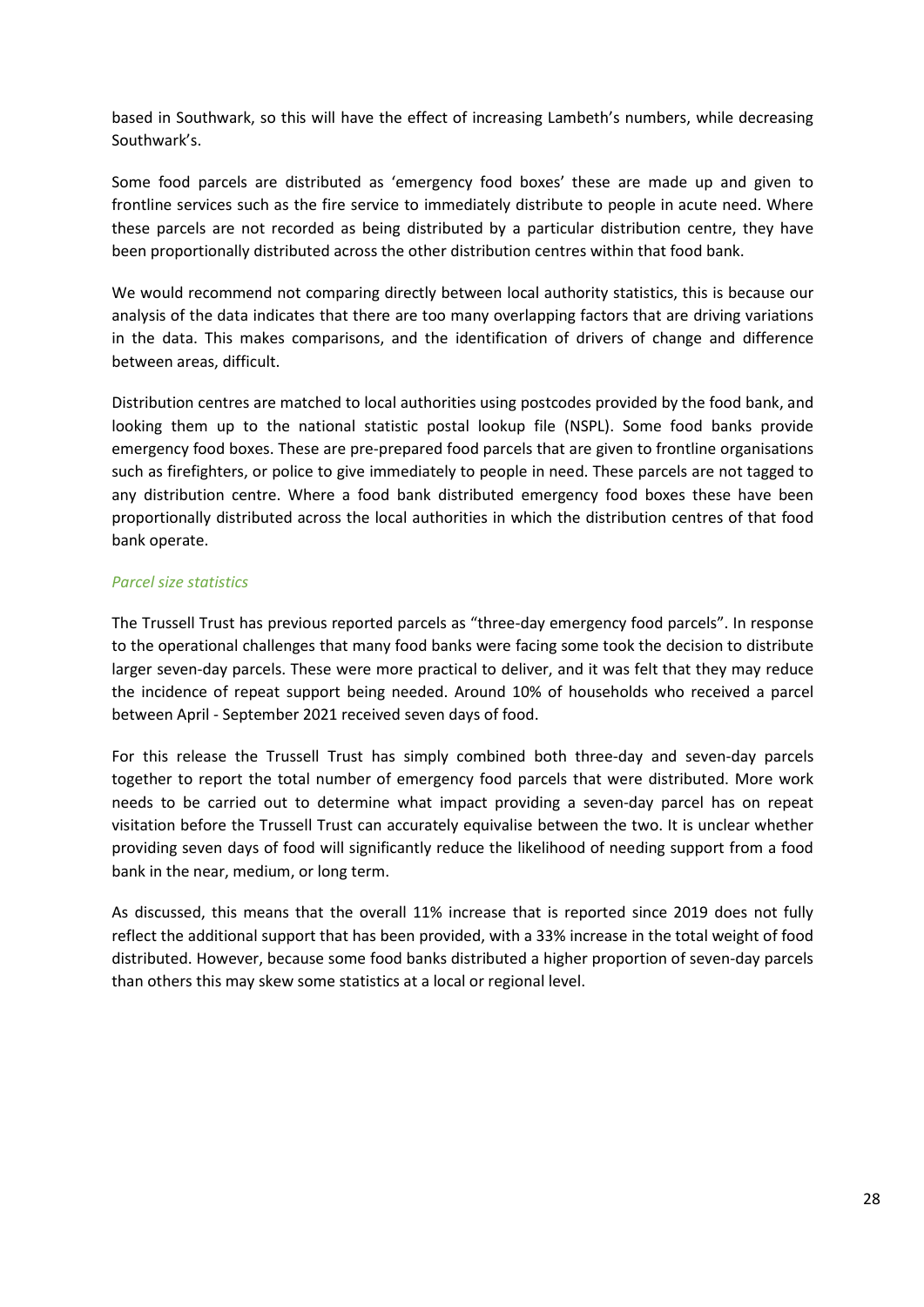based in Southwark, so this will have the effect of increasing Lambeth's numbers, while decreasing Southwark's.

Some food parcels are distributed as 'emergency food boxes' these are made up and given to frontline services such as the fire service to immediately distribute to people in acute need. Where these parcels are not recorded as being distributed by a particular distribution centre, they have been proportionally distributed across the other distribution centres within that food bank.

We would recommend not comparing directly between local authority statistics, this is because our analysis of the data indicates that there are too many overlapping factors that are driving variations in the data. This makes comparisons, and the identification of drivers of change and difference between areas, difficult.

Distribution centres are matched to local authorities using postcodes provided by the food bank, and looking them up to the national statistic postal lookup file (NSPL). Some food banks provide emergency food boxes. These are pre-prepared food parcels that are given to frontline organisations such as firefighters, or police to give immediately to people in need. These parcels are not tagged to any distribution centre. Where a food bank distributed emergency food boxes these have been proportionally distributed across the local authorities in which the distribution centres of that food bank operate.

*Parcel size statistics*

The Trussell Trust has previous reported parcels as "three-day emergency food parcels". In response to the operational challenges that many food banks were facing some took the decision to distribute larger seven-day parcels. These were more practical to deliver, and it was felt that they may reduce the incidence of repeat support being needed. Around 10% of households who received a parcel between April - September 2021 received seven days of food.

For this release the Trussell Trust has simply combined both three-day and seven-day parcels together to report the total number of emergency food parcels that were distributed. More work needs to be carried out to determine what impact providing a seven-day parcel has on repeat visitation before the Trussell Trust can accurately equivalise between the two. It is unclear whether providing seven days of food will significantly reduce the likelihood of needing support from a food bank in the near, medium, or long term.

As discussed, this means that the overall 11% increase that is reported since 2019 does not fully reflect the additional support that has been provided, with a 33% increase in the total weight of food distributed. However, because some food banks distributed a higher proportion of seven-day parcels than others this may skew some statistics at a local or regional level.